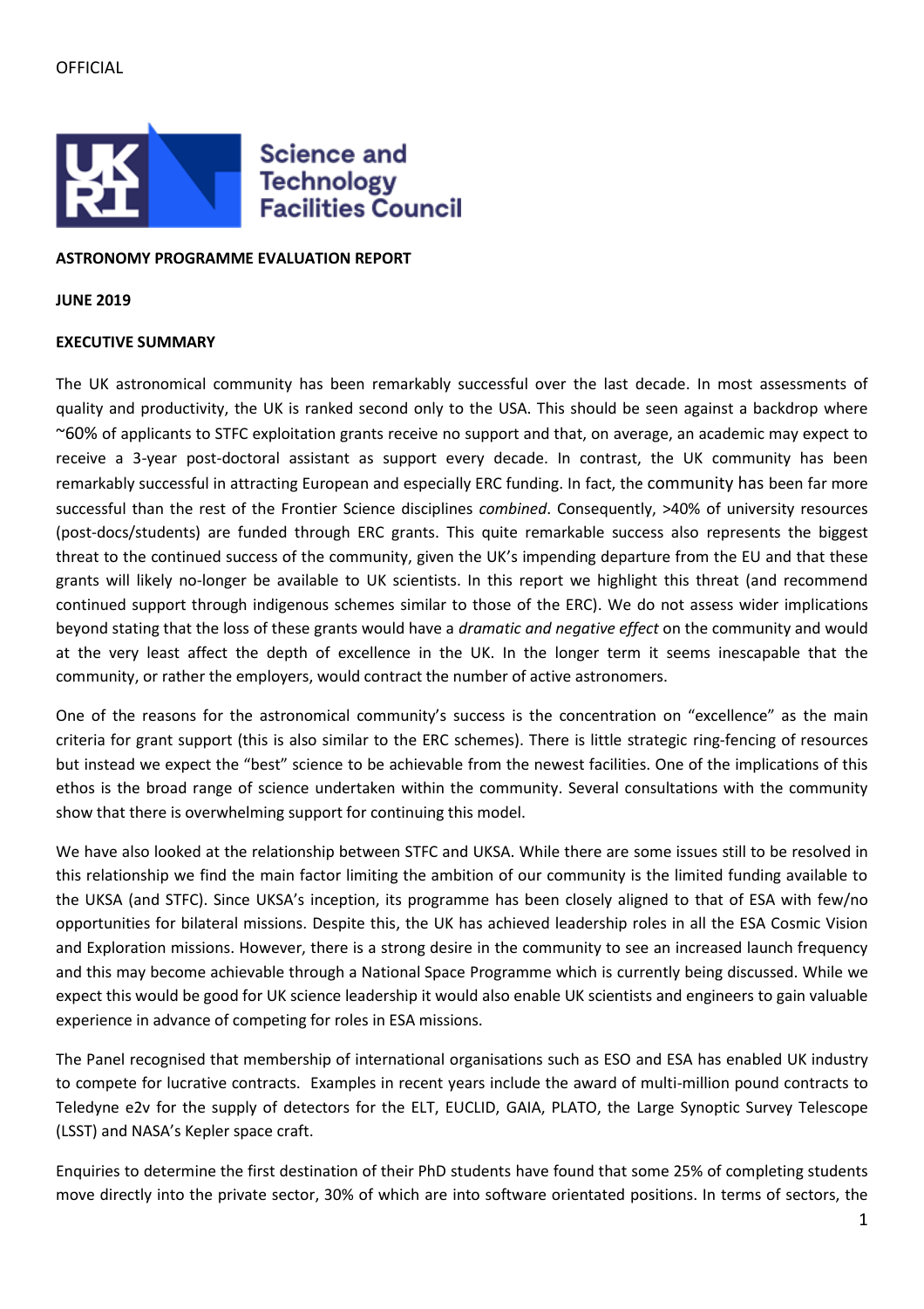OFFICIAL

Science and Technology Facilities Council

**ASTRONOMY PROGRAMME EVALUATION REPORT**

**JUNE 2019**

**EXECUTIVE SUMMARY**

The UK astronomical community has been remarkably successful over the last decade. In most assessments of quality and productivity, the UK is ranked second only to the USA. This should be seen against a backdrop where ~60% of applicants to STFC exploitation grants receive no support and that, on average, an academic may expect to receive a 3-year post-doctoral assistant as support every decade. In contrast, the UK community has been remarkably successful in attracting European and especially ERC funding. In fact, the community has been far more successful than the rest of the Frontier Science disciplines *combined*. Consequently, >40% of university resources (post-docs/students) are funded through ERC grants. This quite remarkable success also represents the biggest threat to the continued success of the community, given the UK's impending departure from the EU and that these grants will likely no-longer be available to UK scientists. In this report we highlight this threat (and recommend continued support through indigenous schemes similar to those of the ERC). We do not assess wider implications beyond stating that the loss of these grants would have a *dramatic and negative effect* on the community and would at the very least affect the depth of excellence in the UK. In the longer term it seems inescapable that the community, or rather the employers, would contract the number of active astronomers.

One of the reasons for the astronomical community's success is the concentration on "excellence" as the main criteria for grant support (this is also similar to the ERC schemes). There is little strategic ring-fencing of resources but instead we expect the "best" science to be achievable from the newest facilities. One of the implications of this ethos is the broad range of science undertaken within the community. Several consultations with the community show that there is overwhelming support for continuing this model.

We have also looked at the relationship between STFC and UKSA. While there are some issues still to be resolved in this relationship we find the main factor limiting the ambition of our community is the limited funding available to the UKSA (and STFC). Since UKSA's inception, its programme has been closely aligned to that of ESA with few/no opportunities for bilateral missions. Despite this, the UK has achieved leadership roles in all the ESA Cosmic Vision and Exploration missions. However, there is a strong desire in the community to see an increased launch frequency and this may become achievable through a National Space Programme which is currently being discussed. While we expect this would be good for UK science leadership it would also enable UK scientists and engineers to gain valuable experience in advance of competing for roles in ESA missions.

The Panel recognised that membership of international organisations such as ESO and ESA has enabled UK industry to compete for lucrative contracts. Examples in recent years include the award of multi-million pound contracts to Teledyne e2v for the supply of detectors for the ELT, EUCLID, GAIA, PLATO, the Large Synoptic Survey Telescope (LSST) and NASA's Kepler space craft.

Enquiries to determine the first destination of their PhD students have found that some 25% of completing students move directly into the private sector, 30% of which are into software orientated positions. In terms of sectors, the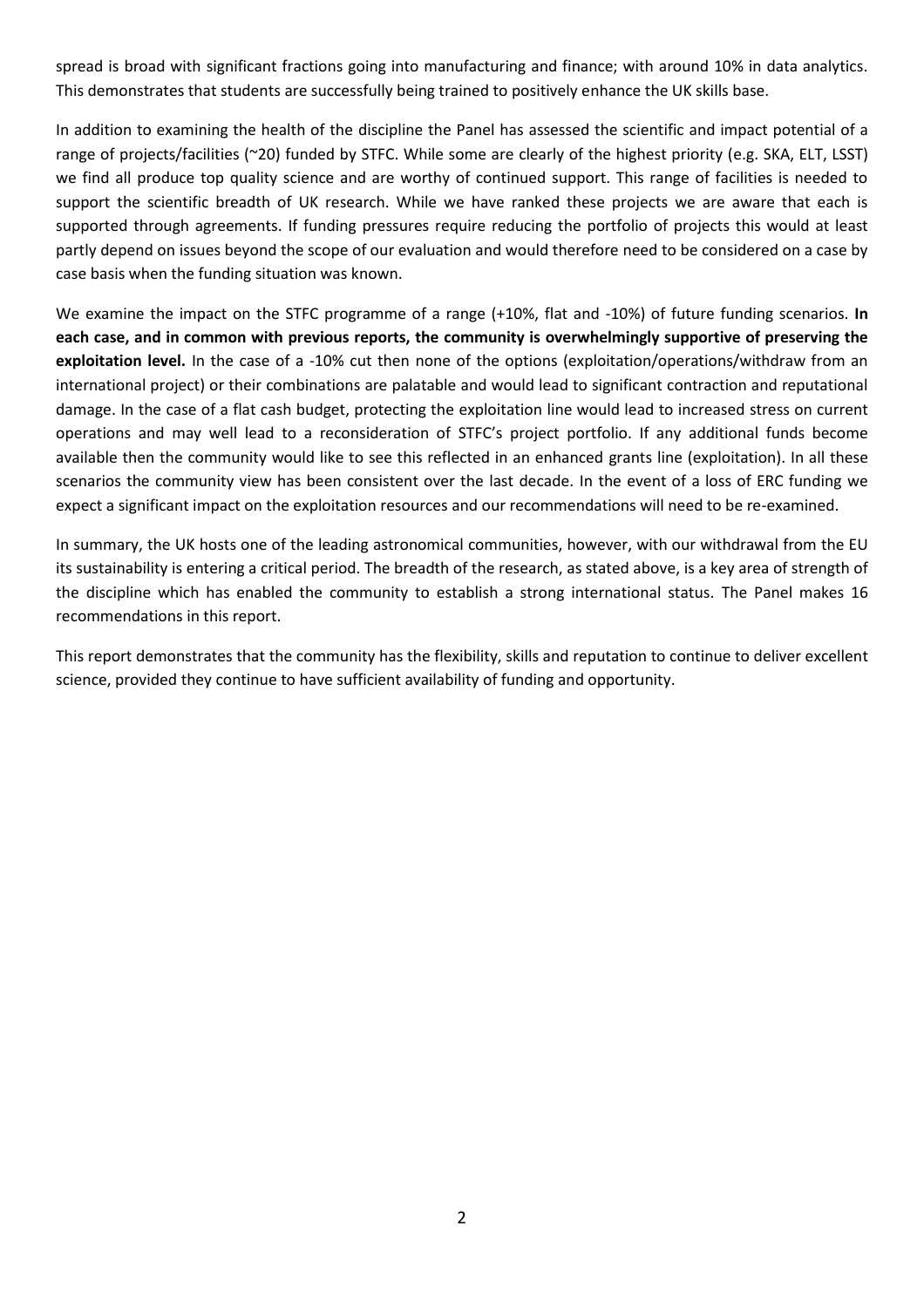spread is broad with significant fractions going into manufacturing and finance; with around 10% in data analytics. This demonstrates that students are successfully being trained to positively enhance the UK skills base.

In addition to examining the health of the discipline the Panel has assessed the scientific and impact potential of a range of projects/facilities (~20) funded by STFC. While some are clearly of the highest priority (e.g. SKA, ELT, LSST) we find all produce top quality science and are worthy of continued support. This range of facilities is needed to support the scientific breadth of UK research. While we have ranked these projects we are aware that each is supported through agreements. If funding pressures require reducing the portfolio of projects this would at least partly depend on issues beyond the scope of our evaluation and would therefore need to be considered on a case by case basis when the funding situation was known.

We examine the impact on the STFC programme of a range (+10%, flat and -10%) of future funding scenarios. **In each case, and in common with previous reports, the community is overwhelmingly supportive of preserving the exploitation level.** In the case of a -10% cut then none of the options (exploitation/operations/withdraw from an international project) or their combinations are palatable and would lead to significant contraction and reputational damage. In the case of a flat cash budget, protecting the exploitation line would lead to increased stress on current operations and may well lead to a reconsideration of STFC's project portfolio. If any additional funds become available then the community would like to see this reflected in an enhanced grants line (exploitation). In all these scenarios the community view has been consistent over the last decade. In the event of a loss of ERC funding we expect a significant impact on the exploitation resources and our recommendations will need to be re-examined.

In summary, the UK hosts one of the leading astronomical communities, however, with our withdrawal from the EU its sustainability is entering a critical period. The breadth of the research, as stated above, is a key area of strength of the discipline which has enabled the community to establish a strong international status. The Panel makes 16 recommendations in this report.

This report demonstrates that the community has the flexibility, skills and reputation to continue to deliver excellent science, provided they continue to have sufficient availability of funding and opportunity.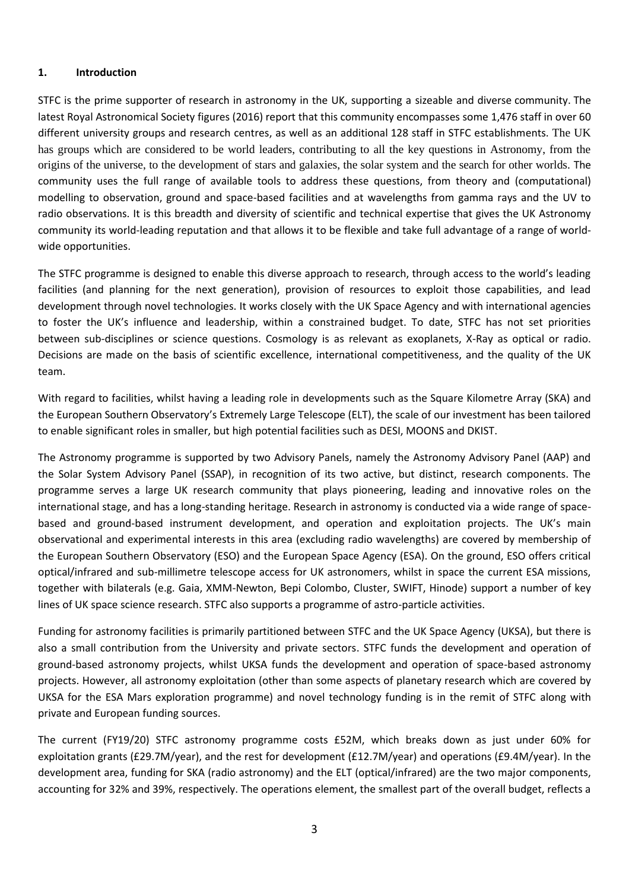## 1. Introduction

STFC is the prime supporter of research in astronomy in the UK, supporting a sizeable and diverse community. The latest Royal Astronomical Society figures (2016) report that this community encompasses some 1,476 staff in over 60 different university groups and research centres, as well as an additional 128 staff in STFC establishments. The UK has groups which are considered to be world leaders, contributing to all the key questions in Astronomy, from the origins of the universe, to the development of stars and galaxies, the solar system and the search for other worlds. The community uses the full range of available tools to address these questions, from theory and (computational) modelling to observation, ground and space-based facilities and at wavelengths from gamma rays and the UV to radio observations. It is this breadth and diversity of scientific and technical expertise that gives the UK Astronomy community its world-leading reputation and that allows it to be flexible and take full advantage of a range of world-wide opportunities.

The STFC programme is designed to enable this diverse approach to research, through access to the world's leading facilities (and planning for the next generation), provision of resources to exploit those capabilities, and lead development through novel technologies. It works closely with the UK Space Agency and with international agencies to foster the UK's influence and leadership, within a constrained budget. To date, STFC has not set priorities between sub-disciplines or science questions. Cosmology is as relevant as exoplanets, X-Ray as optical or radio. Decisions are made on the basis of scientific excellence, international competitiveness, and the quality of the UK team.

With regard to facilities, whilst having a leading role in developments such as the Square Kilometre Array (SKA) and the European Southern Observatory's Extremely Large Telescope (ELT), the scale of our investment has been tailored to enable significant roles in smaller, but high potential facilities such as DESI, MOONS and DKIST.

The Astronomy programme is supported by two Advisory Panels, namely the Astronomy Advisory Panel (AAP) and the Solar System Advisory Panel (SSAP), in recognition of its two active, but distinct, research components. The programme serves a large UK research community that plays pioneering, leading and innovative roles on the international stage, and has a long-standing heritage. Research in astronomy is conducted via a wide range of space-based and ground-based instrument development, and operation and exploitation projects. The UK's main observational and experimental interests in this area (excluding radio wavelengths) are covered by membership of the European Southern Observatory (ESO) and the European Space Agency (ESA). On the ground, ESO offers critical optical/infrared and sub-millimetre telescope access for UK astronomers, whilst in space the current ESA missions, together with bilaterals (e.g. Gaia, XMM-Newton, Bepi Colombo, Cluster, SWIFT, Hinode) support a number of key lines of UK space science research. STFC also supports a programme of astro-particle activities.

Funding for astronomy facilities is primarily partitioned between STFC and the UK Space Agency (UKSA), but there is also a small contribution from the University and private sectors. STFC funds the development and operation of ground-based astronomy projects, whilst UKSA funds the development and operation of space-based astronomy projects. However, all astronomy exploitation (other than some aspects of planetary research which are covered by UKSA for the ESA Mars exploration programme) and novel technology funding is in the remit of STFC along with private and European funding sources.

The current (FY19/20) STFC astronomy programme costs £52M, which breaks down as just under 60% for exploitation grants (£29.7M/year), and the rest for development (£12.7M/year) and operations (£9.4M/year). In the development area, funding for SKA (radio astronomy) and the ELT (optical/infrared) are the two major components, accounting for 32% and 39%, respectively. The operations element, the smallest part of the overall budget, reflects a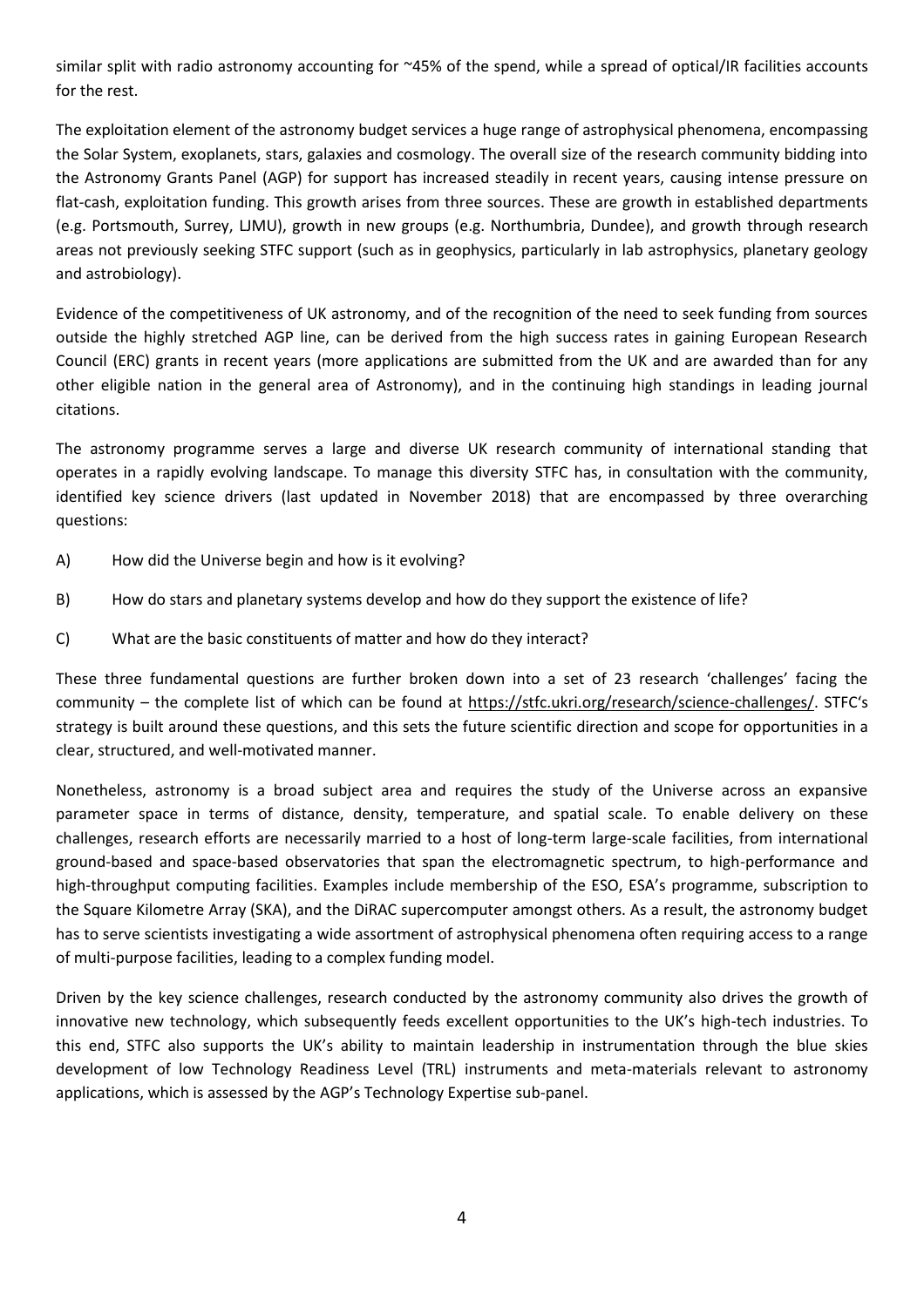similar split with radio astronomy accounting for ~45% of the spend, while a spread of optical/IR facilities accounts for the rest.

The exploitation element of the astronomy budget services a huge range of astrophysical phenomena, encompassing the Solar System, exoplanets, stars, galaxies and cosmology. The overall size of the research community bidding into the Astronomy Grants Panel (AGP) for support has increased steadily in recent years, causing intense pressure on flat-cash, exploitation funding. This growth arises from three sources. These are growth in established departments (e.g. Portsmouth, Surrey, LJMU), growth in new groups (e.g. Northumbria, Dundee), and growth through research areas not previously seeking STFC support (such as in geophysics, particularly in lab astrophysics, planetary geology and astrobiology).

Evidence of the competitiveness of UK astronomy, and of the recognition of the need to seek funding from sources outside the highly stretched AGP line, can be derived from the high success rates in gaining European Research Council (ERC) grants in recent years (more applications are submitted from the UK and are awarded than for any other eligible nation in the general area of Astronomy), and in the continuing high standings in leading journal citations.

The astronomy programme serves a large and diverse UK research community of international standing that operates in a rapidly evolving landscape. To manage this diversity STFC has, in consultation with the community, identified key science drivers (last updated in November 2018) that are encompassed by three overarching questions:

A) How did the Universe begin and how is it evolving?

B) How do stars and planetary systems develop and how do they support the existence of life?

C) What are the basic constituents of matter and how do they interact?

These three fundamental questions are further broken down into a set of 23 research 'challenges' facing the community – the complete list of which can be found at https://stfc.ukri.org/research/science-challenges/. STFC's strategy is built around these questions, and this sets the future scientific direction and scope for opportunities in a clear, structured, and well-motivated manner.

Nonetheless, astronomy is a broad subject area and requires the study of the Universe across an expansive parameter space in terms of distance, density, temperature, and spatial scale. To enable delivery on these challenges, research efforts are necessarily married to a host of long-term large-scale facilities, from international ground-based and space-based observatories that span the electromagnetic spectrum, to high-performance and high-throughput computing facilities. Examples include membership of the ESO, ESA's programme, subscription to the Square Kilometre Array (SKA), and the DiRAC supercomputer amongst others. As a result, the astronomy budget has to serve scientists investigating a wide assortment of astrophysical phenomena often requiring access to a range of multi-purpose facilities, leading to a complex funding model.

Driven by the key science challenges, research conducted by the astronomy community also drives the growth of innovative new technology, which subsequently feeds excellent opportunities to the UK's high-tech industries. To this end, STFC also supports the UK's ability to maintain leadership in instrumentation through the blue skies development of low Technology Readiness Level (TRL) instruments and meta-materials relevant to astronomy applications, which is assessed by the AGP's Technology Expertise sub-panel.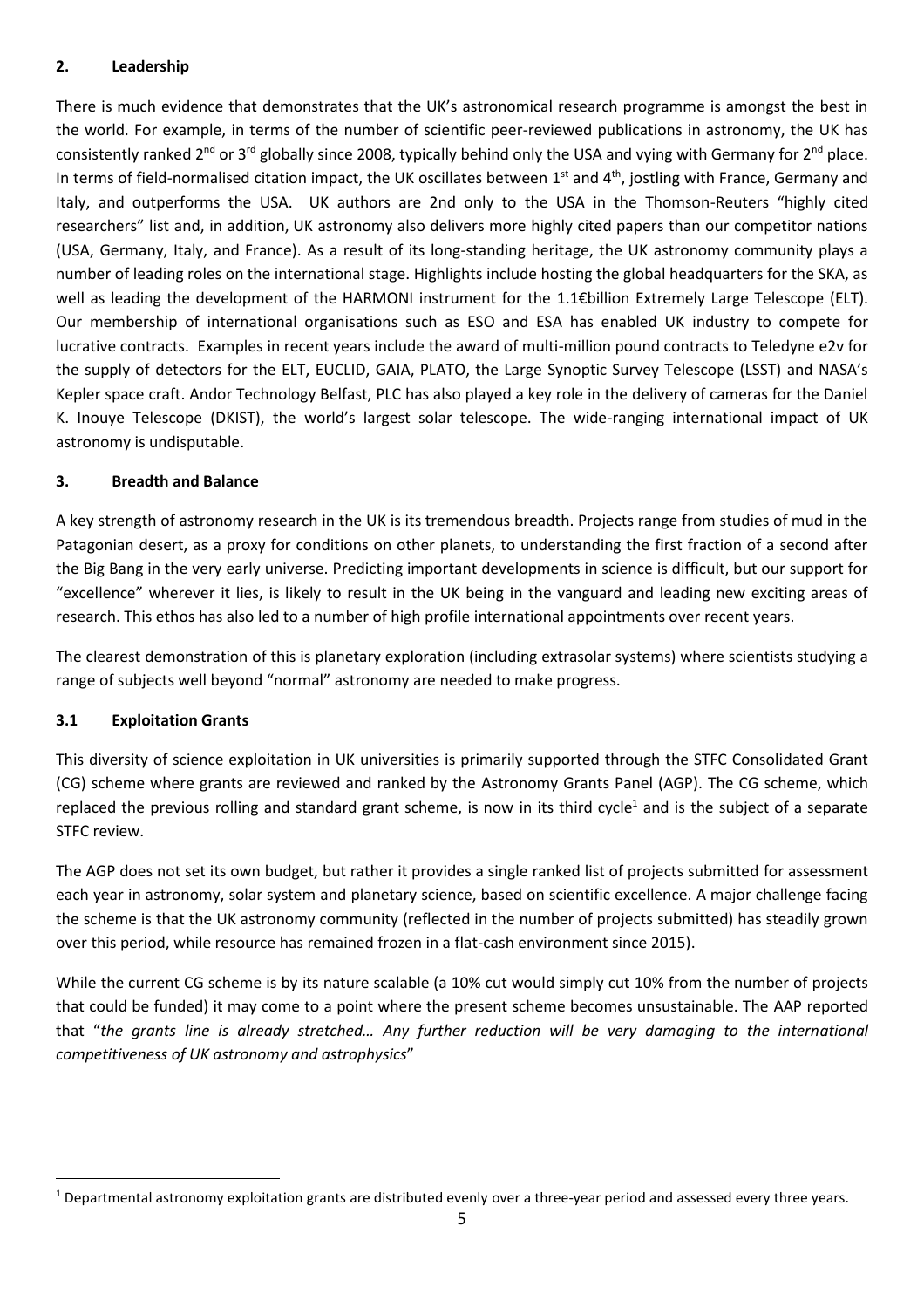## 2. Leadership

There is much evidence that demonstrates that the UK's astronomical research programme is amongst the best in the world. For example, in terms of the number of scientific peer-reviewed publications in astronomy, the UK has consistently ranked 2nd or 3rd globally since 2008, typically behind only the USA and vying with Germany for 2nd place. In terms of field-normalised citation impact, the UK oscillates between 1st and 4th, jostling with France, Germany and Italy, and outperforms the USA. UK authors are 2nd only to the USA in the Thomson-Reuters "highly cited researchers" list and, in addition, UK astronomy also delivers more highly cited papers than our competitor nations (USA, Germany, Italy, and France). As a result of its long-standing heritage, the UK astronomy community plays a number of leading roles on the international stage. Highlights include hosting the global headquarters for the SKA, as well as leading the development of the HARMONI instrument for the 1.1€billion Extremely Large Telescope (ELT). Our membership of international organisations such as ESO and ESA has enabled UK industry to compete for lucrative contracts. Examples in recent years include the award of multi-million pound contracts to Teledyne e2v for the supply of detectors for the ELT, EUCLID, GAIA, PLATO, the Large Synoptic Survey Telescope (LSST) and NASA's Kepler space craft. Andor Technology Belfast, PLC has also played a key role in the delivery of cameras for the Daniel K. Inouye Telescope (DKIST), the world's largest solar telescope. The wide-ranging international impact of UK astronomy is undisputable.

## 3. Breadth and Balance

A key strength of astronomy research in the UK is its tremendous breadth. Projects range from studies of mud in the Patagonian desert, as a proxy for conditions on other planets, to understanding the first fraction of a second after the Big Bang in the very early universe. Predicting important developments in science is difficult, but our support for "excellence" wherever it lies, is likely to result in the UK being in the vanguard and leading new exciting areas of research. This ethos has also led to a number of high profile international appointments over recent years.

The clearest demonstration of this is planetary exploration (including extrasolar systems) where scientists studying a range of subjects well beyond "normal" astronomy are needed to make progress.

### 3.1 Exploitation Grants

This diversity of science exploitation in UK universities is primarily supported through the STFC Consolidated Grant (CG) scheme where grants are reviewed and ranked by the Astronomy Grants Panel (AGP). The CG scheme, which replaced the previous rolling and standard grant scheme, is now in its third cycle[1] and is the subject of a separate STFC review.

The AGP does not set its own budget, but rather it provides a single ranked list of projects submitted for assessment each year in astronomy, solar system and planetary science, based on scientific excellence. A major challenge facing the scheme is that the UK astronomy community (reflected in the number of projects submitted) has steadily grown over this period, while resource has remained frozen in a flat-cash environment since 2015).

While the current CG scheme is by its nature scalable (a 10% cut would simply cut 10% from the number of projects that could be funded) it may come to a point where the present scheme becomes unsustainable. The AAP reported that "*the grants line is already stretched… Any further reduction will be very damaging to the international competitiveness of UK astronomy and astrophysics*"

[1] Departmental astronomy exploitation grants are distributed evenly over a three-year period and assessed every three years.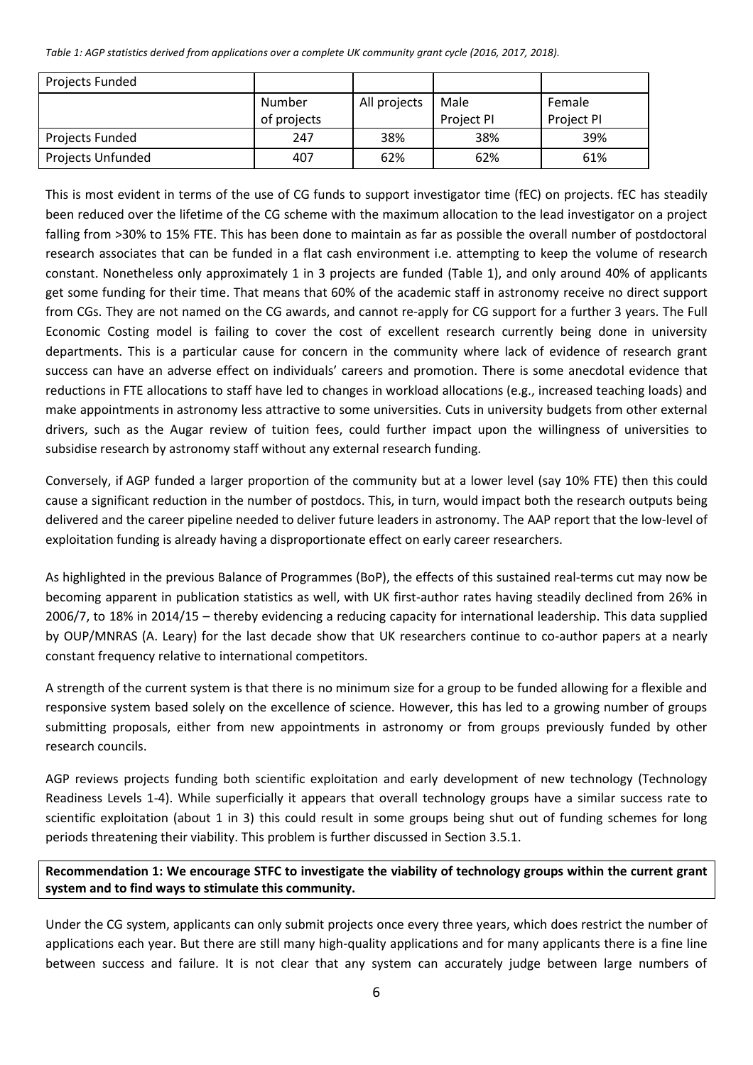*Table 1: AGP statistics derived from applications over a complete UK community grant cycle (2016, 2017, 2018).*

| Projects Funded | | | | |
|---|---|---|---|---|
| | Number of projects | All projects | Male Project PI | Female Project PI |
| Projects Funded | 247 | 38% | 38% | 39% |
| Projects Unfunded | 407 | 62% | 62% | 61% |

This is most evident in terms of the use of CG funds to support investigator time (fEC) on projects. fEC has steadily been reduced over the lifetime of the CG scheme with the maximum allocation to the lead investigator on a project falling from >30% to 15% FTE. This has been done to maintain as far as possible the overall number of postdoctoral research associates that can be funded in a flat cash environment i.e. attempting to keep the volume of research constant. Nonetheless only approximately 1 in 3 projects are funded (Table 1), and only around 40% of applicants get some funding for their time. That means that 60% of the academic staff in astronomy receive no direct support from CGs. They are not named on the CG awards, and cannot re-apply for CG support for a further 3 years. The Full Economic Costing model is failing to cover the cost of excellent research currently being done in university departments. This is a particular cause for concern in the community where lack of evidence of research grant success can have an adverse effect on individuals' careers and promotion. There is some anecdotal evidence that reductions in FTE allocations to staff have led to changes in workload allocations (e.g., increased teaching loads) and make appointments in astronomy less attractive to some universities. Cuts in university budgets from other external drivers, such as the Augar review of tuition fees, could further impact upon the willingness of universities to subsidise research by astronomy staff without any external research funding.

Conversely, if AGP funded a larger proportion of the community but at a lower level (say 10% FTE) then this could cause a significant reduction in the number of postdocs. This, in turn, would impact both the research outputs being delivered and the career pipeline needed to deliver future leaders in astronomy. The AAP report that the low-level of exploitation funding is already having a disproportionate effect on early career researchers.

As highlighted in the previous Balance of Programmes (BoP), the effects of this sustained real-terms cut may now be becoming apparent in publication statistics as well, with UK first-author rates having steadily declined from 26% in 2006/7, to 18% in 2014/15 – thereby evidencing a reducing capacity for international leadership. This data supplied by OUP/MNRAS (A. Leary) for the last decade show that UK researchers continue to co-author papers at a nearly constant frequency relative to international competitors.

A strength of the current system is that there is no minimum size for a group to be funded allowing for a flexible and responsive system based solely on the excellence of science. However, this has led to a growing number of groups submitting proposals, either from new appointments in astronomy or from groups previously funded by other research councils.

AGP reviews projects funding both scientific exploitation and early development of new technology (Technology Readiness Levels 1-4). While superficially it appears that overall technology groups have a similar success rate to scientific exploitation (about 1 in 3) this could result in some groups being shut out of funding schemes for long periods threatening their viability. This problem is further discussed in Section 3.5.1.

**Recommendation 1: We encourage STFC to investigate the viability of technology groups within the current grant system and to find ways to stimulate this community.**

Under the CG system, applicants can only submit projects once every three years, which does restrict the number of applications each year. But there are still many high-quality applications and for many applicants there is a fine line between success and failure. It is not clear that any system can accurately judge between large numbers of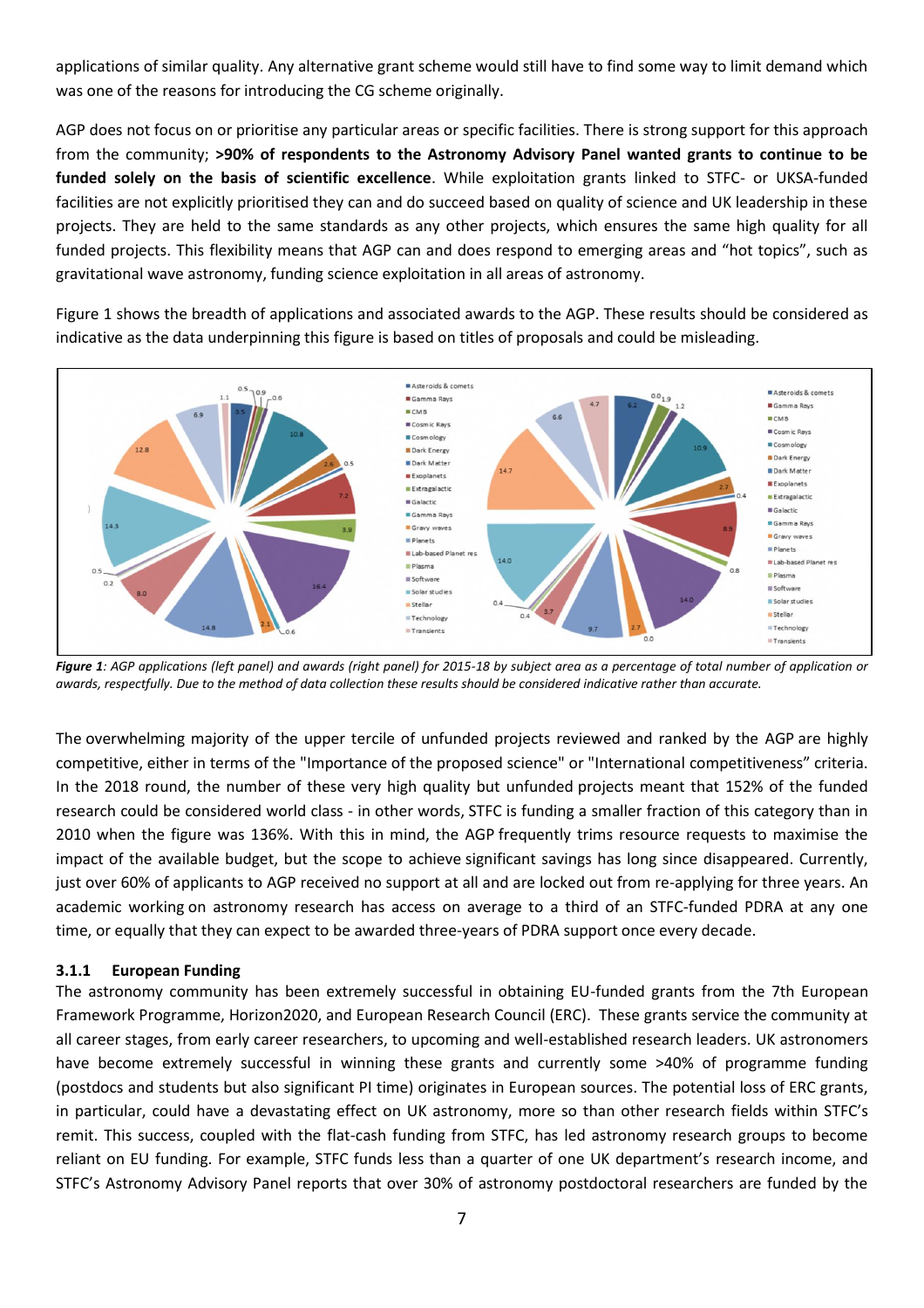applications of similar quality. Any alternative grant scheme would still have to find some way to limit demand which was one of the reasons for introducing the CG scheme originally.

AGP does not focus on or prioritise any particular areas or specific facilities. There is strong support for this approach from the community; **>90% of respondents to the Astronomy Advisory Panel wanted grants to continue to be funded solely on the basis of scientific excellence**. While exploitation grants linked to STFC- or UKSA-funded facilities are not explicitly prioritised they can and do succeed based on quality of science and UK leadership in these projects. They are held to the same standards as any other projects, which ensures the same high quality for all funded projects. This flexibility means that AGP can and does respond to emerging areas and "hot topics", such as gravitational wave astronomy, funding science exploitation in all areas of astronomy.

Figure 1 shows the breadth of applications and associated awards to the AGP. These results should be considered as indicative as the data underpinning this figure is based on titles of proposals and could be misleading.

***Figure 1****: AGP applications (left panel) and awards (right panel) for 2015-18 by subject area as a percentage of total number of application or awards, respectfully. Due to the method of data collection these results should be considered indicative rather than accurate.*

The overwhelming majority of the upper tercile of unfunded projects reviewed and ranked by the AGP are highly competitive, either in terms of the "Importance of the proposed science" or "International competitiveness" criteria. In the 2018 round, the number of these very high quality but unfunded projects meant that 152% of the funded research could be considered world class - in other words, STFC is funding a smaller fraction of this category than in 2010 when the figure was 136%. With this in mind, the AGP frequently trims resource requests to maximise the impact of the available budget, but the scope to achieve significant savings has long since disappeared. Currently, just over 60% of applicants to AGP received no support at all and are locked out from re-applying for three years. An academic working on astronomy research has access on average to a third of an STFC-funded PDRA at any one time, or equally that they can expect to be awarded three-years of PDRA support once every decade.

### 3.1.1 European Funding

The astronomy community has been extremely successful in obtaining EU-funded grants from the 7th European Framework Programme, Horizon2020, and European Research Council (ERC). These grants service the community at all career stages, from early career researchers, to upcoming and well-established research leaders. UK astronomers have become extremely successful in winning these grants and currently some >40% of programme funding (postdocs and students but also significant PI time) originates in European sources. The potential loss of ERC grants, in particular, could have a devastating effect on UK astronomy, more so than other research fields within STFC's remit. This success, coupled with the flat-cash funding from STFC, has led astronomy research groups to become reliant on EU funding. For example, STFC funds less than a quarter of one UK department's research income, and STFC's Astronomy Advisory Panel reports that over 30% of astronomy postdoctoral researchers are funded by the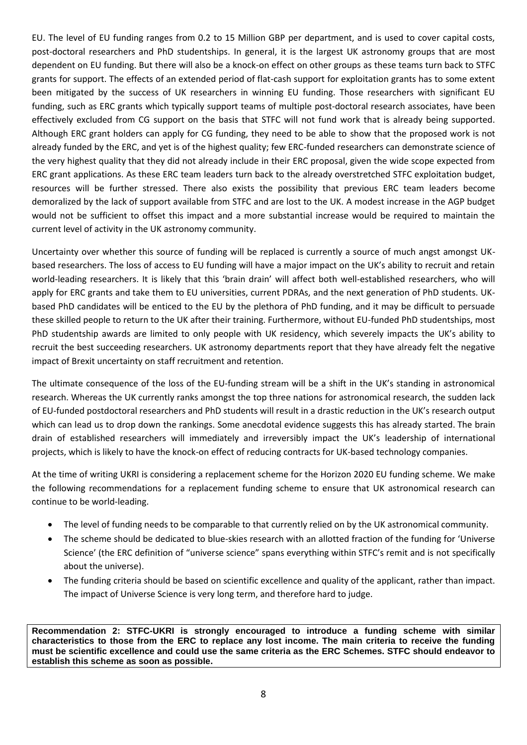EU. The level of EU funding ranges from 0.2 to 15 Million GBP per department, and is used to cover capital costs, post-doctoral researchers and PhD studentships. In general, it is the largest UK astronomy groups that are most dependent on EU funding. But there will also be a knock-on effect on other groups as these teams turn back to STFC grants for support. The effects of an extended period of flat-cash support for exploitation grants has to some extent been mitigated by the success of UK researchers in winning EU funding. Those researchers with significant EU funding, such as ERC grants which typically support teams of multiple post-doctoral research associates, have been effectively excluded from CG support on the basis that STFC will not fund work that is already being supported. Although ERC grant holders can apply for CG funding, they need to be able to show that the proposed work is not already funded by the ERC, and yet is of the highest quality; few ERC-funded researchers can demonstrate science of the very highest quality that they did not already include in their ERC proposal, given the wide scope expected from ERC grant applications. As these ERC team leaders turn back to the already overstretched STFC exploitation budget, resources will be further stressed. There also exists the possibility that previous ERC team leaders become demoralized by the lack of support available from STFC and are lost to the UK. A modest increase in the AGP budget would not be sufficient to offset this impact and a more substantial increase would be required to maintain the current level of activity in the UK astronomy community.

Uncertainty over whether this source of funding will be replaced is currently a source of much angst amongst UK-based researchers. The loss of access to EU funding will have a major impact on the UK's ability to recruit and retain world-leading researchers. It is likely that this 'brain drain' will affect both well-established researchers, who will apply for ERC grants and take them to EU universities, current PDRAs, and the next generation of PhD students. UK-based PhD candidates will be enticed to the EU by the plethora of PhD funding, and it may be difficult to persuade these skilled people to return to the UK after their training. Furthermore, without EU-funded PhD studentships, most PhD studentship awards are limited to only people with UK residency, which severely impacts the UK's ability to recruit the best succeeding researchers. UK astronomy departments report that they have already felt the negative impact of Brexit uncertainty on staff recruitment and retention.

The ultimate consequence of the loss of the EU-funding stream will be a shift in the UK's standing in astronomical research. Whereas the UK currently ranks amongst the top three nations for astronomical research, the sudden lack of EU-funded postdoctoral researchers and PhD students will result in a drastic reduction in the UK's research output which can lead us to drop down the rankings. Some anecdotal evidence suggests this has already started. The brain drain of established researchers will immediately and irreversibly impact the UK's leadership of international projects, which is likely to have the knock-on effect of reducing contracts for UK-based technology companies.

At the time of writing UKRI is considering a replacement scheme for the Horizon 2020 EU funding scheme. We make the following recommendations for a replacement funding scheme to ensure that UK astronomical research can continue to be world-leading.

- The level of funding needs to be comparable to that currently relied on by the UK astronomical community.
- The scheme should be dedicated to blue-skies research with an allotted fraction of the funding for 'Universe Science' (the ERC definition of "universe science" spans everything within STFC's remit and is not specifically about the universe).
- The funding criteria should be based on scientific excellence and quality of the applicant, rather than impact. The impact of Universe Science is very long term, and therefore hard to judge.

**Recommendation 2: STFC-UKRI is strongly encouraged to introduce a funding scheme with similar characteristics to those from the ERC to replace any lost income. The main criteria to receive the funding must be scientific excellence and could use the same criteria as the ERC Schemes. STFC should endeavor to establish this scheme as soon as possible.**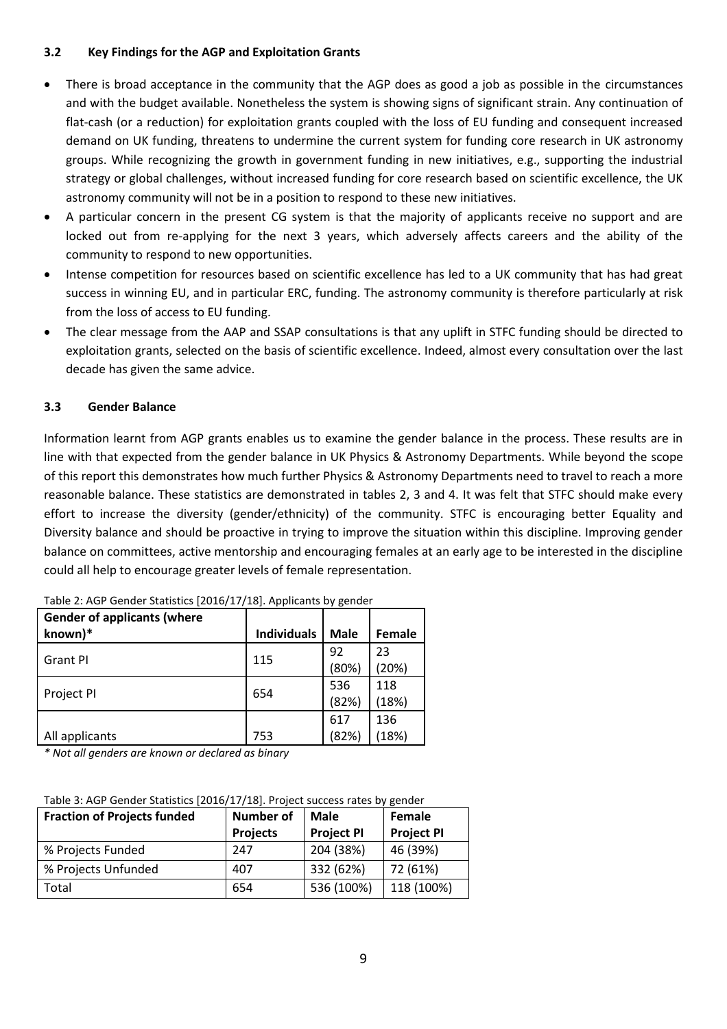### 3.2 Key Findings for the AGP and Exploitation Grants

- There is broad acceptance in the community that the AGP does as good a job as possible in the circumstances and with the budget available. Nonetheless the system is showing signs of significant strain. Any continuation of flat-cash (or a reduction) for exploitation grants coupled with the loss of EU funding and consequent increased demand on UK funding, threatens to undermine the current system for funding core research in UK astronomy groups. While recognizing the growth in government funding in new initiatives, e.g., supporting the industrial strategy or global challenges, without increased funding for core research based on scientific excellence, the UK astronomy community will not be in a position to respond to these new initiatives.
- A particular concern in the present CG system is that the majority of applicants receive no support and are locked out from re-applying for the next 3 years, which adversely affects careers and the ability of the community to respond to new opportunities.
- Intense competition for resources based on scientific excellence has led to a UK community that has had great success in winning EU, and in particular ERC, funding. The astronomy community is therefore particularly at risk from the loss of access to EU funding.
- The clear message from the AAP and SSAP consultations is that any uplift in STFC funding should be directed to exploitation grants, selected on the basis of scientific excellence. Indeed, almost every consultation over the last decade has given the same advice.

### 3.3 Gender Balance

Information learnt from AGP grants enables us to examine the gender balance in the process. These results are in line with that expected from the gender balance in UK Physics & Astronomy Departments. While beyond the scope of this report this demonstrates how much further Physics & Astronomy Departments need to travel to reach a more reasonable balance. These statistics are demonstrated in tables 2, 3 and 4. It was felt that STFC should make every effort to increase the diversity (gender/ethnicity) of the community. STFC is encouraging better Equality and Diversity balance and should be proactive in trying to improve the situation within this discipline. Improving gender balance on committees, active mentorship and encouraging females at an early age to be interested in the discipline could all help to encourage greater levels of female representation.

Table 2: AGP Gender Statistics [2016/17/18]. Applicants by gender

| Gender of applicants (where known)* | Individuals | Male | Female |
|---|---|---|---|
| Grant PI | 115 | 92 (80%) | 23 (20%) |
| Project PI | 654 | 536 (82%) | 118 (18%) |
| All applicants | 753 | 617 (82%) | 136 (18%) |

*\* Not all genders are known or declared as binary*

Table 3: AGP Gender Statistics [2016/17/18]. Project success rates by gender

| Fraction of Projects funded | Number of Projects | Male Project PI | Female Project PI |
|---|---|---|---|
| % Projects Funded | 247 | 204 (38%) | 46 (39%) |
| % Projects Unfunded | 407 | 332 (62%) | 72 (61%) |
| Total | 654 | 536 (100%) | 118 (100%) |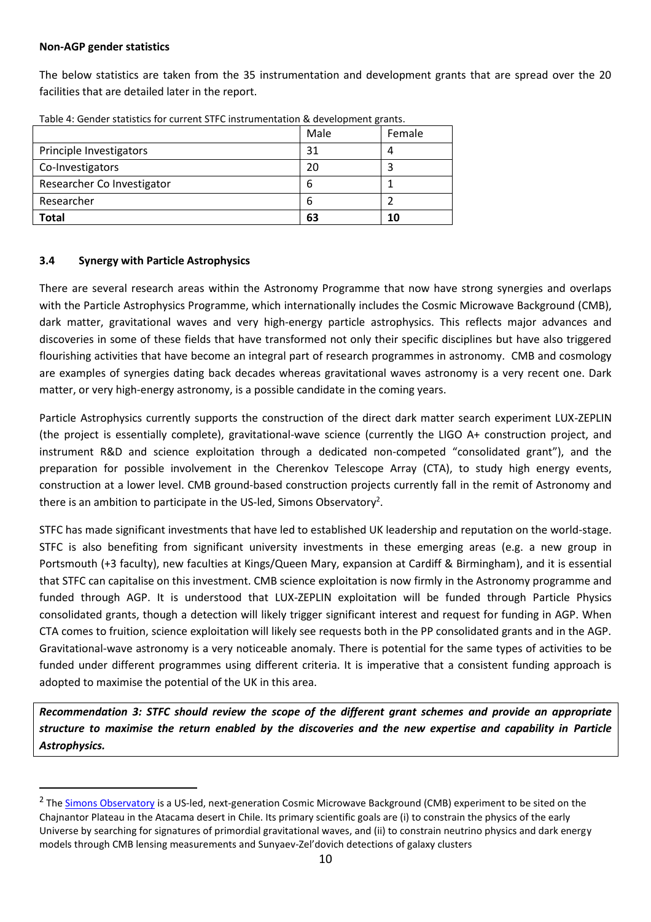**Non-AGP gender statistics**

The below statistics are taken from the 35 instrumentation and development grants that are spread over the 20 facilities that are detailed later in the report.

Table 4: Gender statistics for current STFC instrumentation & development grants.

| | Male | Female |
|---|---|---|
| Principle Investigators | 31 | 4 |
| Co-Investigators | 20 | 3 |
| Researcher Co Investigator | 6 | 1 |
| Researcher | 6 | 2 |
| **Total** | **63** | **10** |

### 3.4 Synergy with Particle Astrophysics

There are several research areas within the Astronomy Programme that now have strong synergies and overlaps with the Particle Astrophysics Programme, which internationally includes the Cosmic Microwave Background (CMB), dark matter, gravitational waves and very high-energy particle astrophysics. This reflects major advances and discoveries in some of these fields that have transformed not only their specific disciplines but have also triggered flourishing activities that have become an integral part of research programmes in astronomy. CMB and cosmology are examples of synergies dating back decades whereas gravitational waves astronomy is a very recent one. Dark matter, or very high-energy astronomy, is a possible candidate in the coming years.

Particle Astrophysics currently supports the construction of the direct dark matter search experiment LUX-ZEPLIN (the project is essentially complete), gravitational-wave science (currently the LIGO A+ construction project, and instrument R&D and science exploitation through a dedicated non-competed "consolidated grant"), and the preparation for possible involvement in the Cherenkov Telescope Array (CTA), to study high energy events, construction at a lower level. CMB ground-based construction projects currently fall in the remit of Astronomy and there is an ambition to participate in the US-led, Simons Observatory[2].

STFC has made significant investments that have led to established UK leadership and reputation on the world-stage. STFC is also benefiting from significant university investments in these emerging areas (e.g. a new group in Portsmouth (+3 faculty), new faculties at Kings/Queen Mary, expansion at Cardiff & Birmingham), and it is essential that STFC can capitalise on this investment. CMB science exploitation is now firmly in the Astronomy programme and funded through AGP. It is understood that LUX-ZEPLIN exploitation will be funded through Particle Physics consolidated grants, though a detection will likely trigger significant interest and request for funding in AGP. When CTA comes to fruition, science exploitation will likely see requests both in the PP consolidated grants and in the AGP. Gravitational-wave astronomy is a very noticeable anomaly. There is potential for the same types of activities to be funded under different programmes using different criteria. It is imperative that a consistent funding approach is adopted to maximise the potential of the UK in this area.

***Recommendation 3: STFC should review the scope of the different grant schemes and provide an appropriate structure to maximise the return enabled by the discoveries and the new expertise and capability in Particle Astrophysics.***

---

[2] The Simons Observatory is a US-led, next-generation Cosmic Microwave Background (CMB) experiment to be sited on the Chajnantor Plateau in the Atacama desert in Chile. Its primary scientific goals are (i) to constrain the physics of the early Universe by searching for signatures of primordial gravitational waves, and (ii) to constrain neutrino physics and dark energy models through CMB lensing measurements and Sunyaev-Zel'dovich detections of galaxy clusters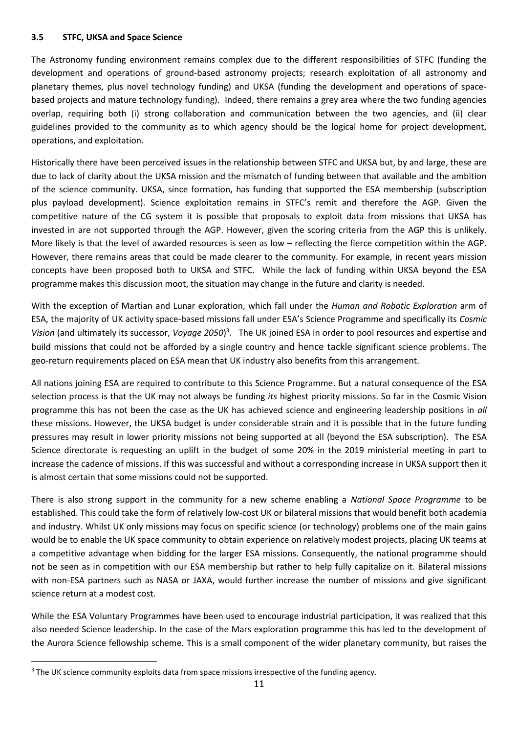### 3.5 STFC, UKSA and Space Science

The Astronomy funding environment remains complex due to the different responsibilities of STFC (funding the development and operations of ground-based astronomy projects; research exploitation of all astronomy and planetary themes, plus novel technology funding) and UKSA (funding the development and operations of space-based projects and mature technology funding). Indeed, there remains a grey area where the two funding agencies overlap, requiring both (i) strong collaboration and communication between the two agencies, and (ii) clear guidelines provided to the community as to which agency should be the logical home for project development, operations, and exploitation.

Historically there have been perceived issues in the relationship between STFC and UKSA but, by and large, these are due to lack of clarity about the UKSA mission and the mismatch of funding between that available and the ambition of the science community. UKSA, since formation, has funding that supported the ESA membership (subscription plus payload development). Science exploitation remains in STFC's remit and therefore the AGP. Given the competitive nature of the CG system it is possible that proposals to exploit data from missions that UKSA has invested in are not supported through the AGP. However, given the scoring criteria from the AGP this is unlikely. More likely is that the level of awarded resources is seen as low – reflecting the fierce competition within the AGP. However, there remains areas that could be made clearer to the community. For example, in recent years mission concepts have been proposed both to UKSA and STFC. While the lack of funding within UKSA beyond the ESA programme makes this discussion moot, the situation may change in the future and clarity is needed.

With the exception of Martian and Lunar exploration, which fall under the *Human and Robotic Exploration* arm of ESA, the majority of UK activity space-based missions fall under ESA's Science Programme and specifically its *Cosmic Vision* (and ultimately its successor, *Voyage 2050*)[3]. The UK joined ESA in order to pool resources and expertise and build missions that could not be afforded by a single country and hence tackle significant science problems. The geo-return requirements placed on ESA mean that UK industry also benefits from this arrangement.

All nations joining ESA are required to contribute to this Science Programme. But a natural consequence of the ESA selection process is that the UK may not always be funding *its* highest priority missions. So far in the Cosmic Vision programme this has not been the case as the UK has achieved science and engineering leadership positions in *all* these missions. However, the UKSA budget is under considerable strain and it is possible that in the future funding pressures may result in lower priority missions not being supported at all (beyond the ESA subscription). The ESA Science directorate is requesting an uplift in the budget of some 20% in the 2019 ministerial meeting in part to increase the cadence of missions. If this was successful and without a corresponding increase in UKSA support then it is almost certain that some missions could not be supported.

There is also strong support in the community for a new scheme enabling a *National Space Programme* to be established. This could take the form of relatively low-cost UK or bilateral missions that would benefit both academia and industry. Whilst UK only missions may focus on specific science (or technology) problems one of the main gains would be to enable the UK space community to obtain experience on relatively modest projects, placing UK teams at a competitive advantage when bidding for the larger ESA missions. Consequently, the national programme should not be seen as in competition with our ESA membership but rather to help fully capitalize on it. Bilateral missions with non-ESA partners such as NASA or JAXA, would further increase the number of missions and give significant science return at a modest cost.

While the ESA Voluntary Programmes have been used to encourage industrial participation, it was realized that this also needed Science leadership. In the case of the Mars exploration programme this has led to the development of the Aurora Science fellowship scheme. This is a small component of the wider planetary community, but raises the

[3] The UK science community exploits data from space missions irrespective of the funding agency.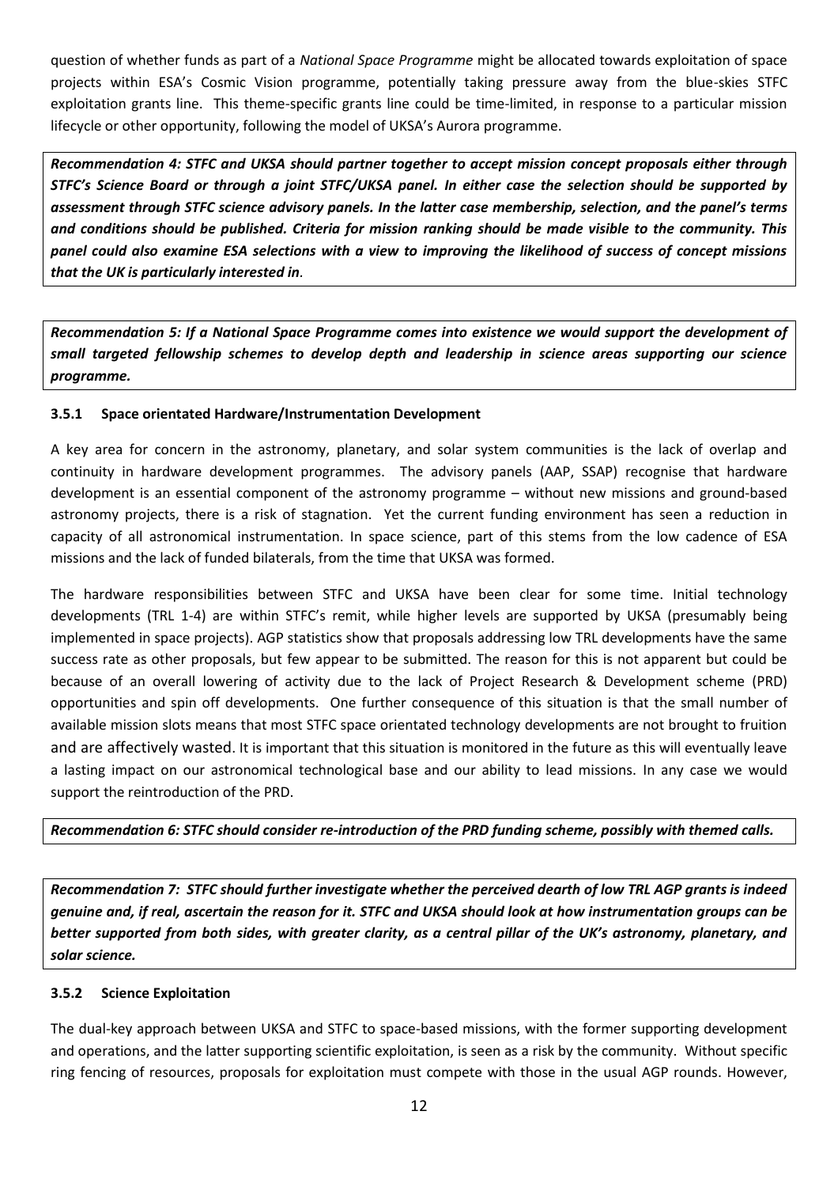question of whether funds as part of a *National Space Programme* might be allocated towards exploitation of space projects within ESA's Cosmic Vision programme, potentially taking pressure away from the blue-skies STFC exploitation grants line. This theme-specific grants line could be time-limited, in response to a particular mission lifecycle or other opportunity, following the model of UKSA's Aurora programme.

***Recommendation 4: STFC and UKSA should partner together to accept mission concept proposals either through STFC's Science Board or through a joint STFC/UKSA panel. In either case the selection should be supported by assessment through STFC science advisory panels. In the latter case membership, selection, and the panel's terms and conditions should be published. Criteria for mission ranking should be made visible to the community. This panel could also examine ESA selections with a view to improving the likelihood of success of concept missions that the UK is particularly interested in*.**

***Recommendation 5: If a National Space Programme comes into existence we would support the development of small targeted fellowship schemes to develop depth and leadership in science areas supporting our science programme.***

### 3.5.1 Space orientated Hardware/Instrumentation Development

A key area for concern in the astronomy, planetary, and solar system communities is the lack of overlap and continuity in hardware development programmes. The advisory panels (AAP, SSAP) recognise that hardware development is an essential component of the astronomy programme – without new missions and ground-based astronomy projects, there is a risk of stagnation. Yet the current funding environment has seen a reduction in capacity of all astronomical instrumentation. In space science, part of this stems from the low cadence of ESA missions and the lack of funded bilaterals, from the time that UKSA was formed.

The hardware responsibilities between STFC and UKSA have been clear for some time. Initial technology developments (TRL 1-4) are within STFC's remit, while higher levels are supported by UKSA (presumably being implemented in space projects). AGP statistics show that proposals addressing low TRL developments have the same success rate as other proposals, but few appear to be submitted. The reason for this is not apparent but could be because of an overall lowering of activity due to the lack of Project Research & Development scheme (PRD) opportunities and spin off developments. One further consequence of this situation is that the small number of available mission slots means that most STFC space orientated technology developments are not brought to fruition and are affectively wasted. It is important that this situation is monitored in the future as this will eventually leave a lasting impact on our astronomical technological base and our ability to lead missions. In any case we would support the reintroduction of the PRD.

***Recommendation 6: STFC should consider re-introduction of the PRD funding scheme, possibly with themed calls.***

***Recommendation 7: STFC should further investigate whether the perceived dearth of low TRL AGP grants is indeed genuine and, if real, ascertain the reason for it. STFC and UKSA should look at how instrumentation groups can be better supported from both sides, with greater clarity, as a central pillar of the UK's astronomy, planetary, and solar science.***

### 3.5.2 Science Exploitation

The dual-key approach between UKSA and STFC to space-based missions, with the former supporting development and operations, and the latter supporting scientific exploitation, is seen as a risk by the community. Without specific ring fencing of resources, proposals for exploitation must compete with those in the usual AGP rounds. However,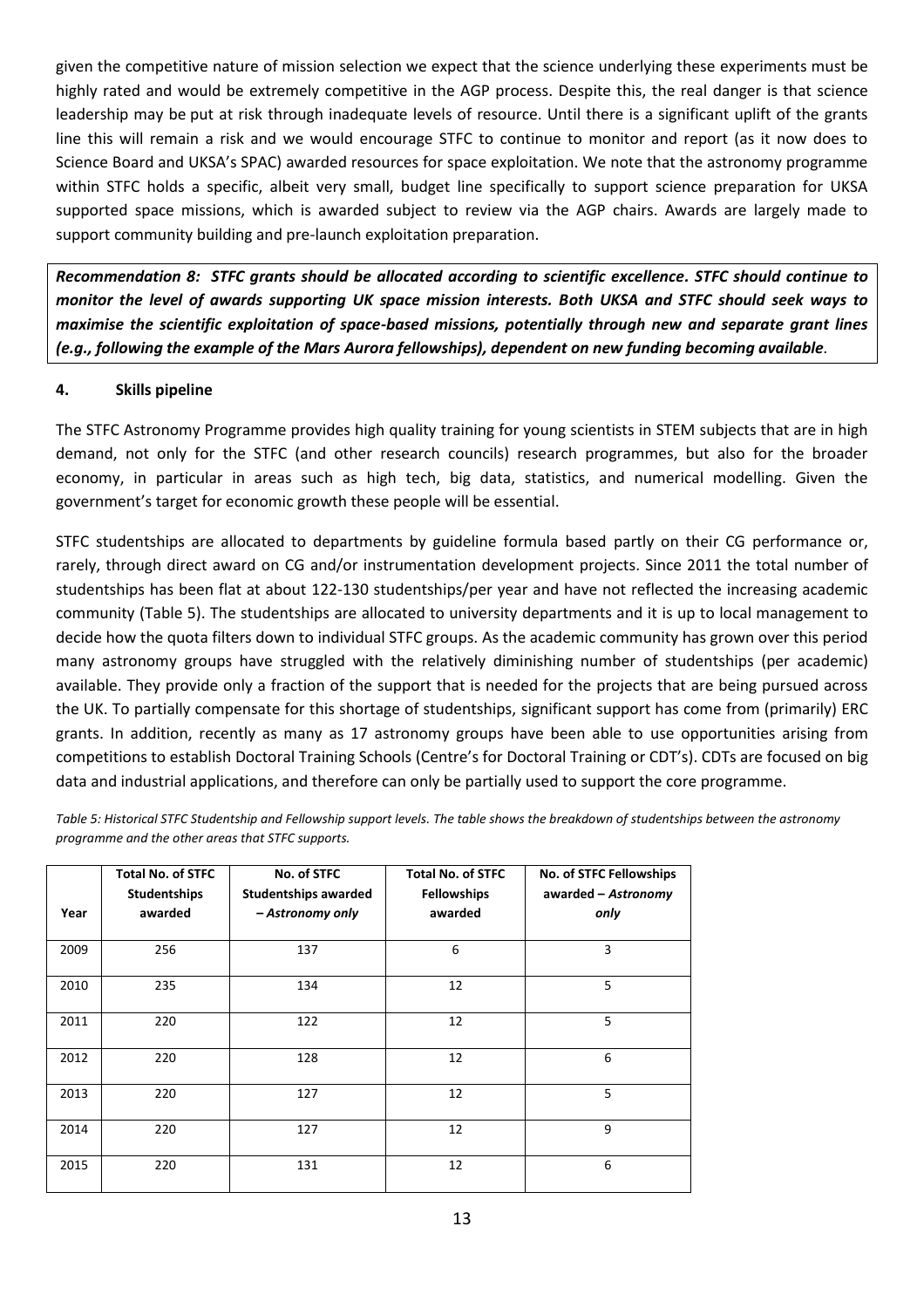given the competitive nature of mission selection we expect that the science underlying these experiments must be highly rated and would be extremely competitive in the AGP process. Despite this, the real danger is that science leadership may be put at risk through inadequate levels of resource. Until there is a significant uplift of the grants line this will remain a risk and we would encourage STFC to continue to monitor and report (as it now does to Science Board and UKSA's SPAC) awarded resources for space exploitation. We note that the astronomy programme within STFC holds a specific, albeit very small, budget line specifically to support science preparation for UKSA supported space missions, which is awarded subject to review via the AGP chairs. Awards are largely made to support community building and pre-launch exploitation preparation.

***Recommendation 8: STFC grants should be allocated according to scientific excellence. STFC should continue to monitor the level of awards supporting UK space mission interests. Both UKSA and STFC should seek ways to maximise the scientific exploitation of space-based missions, potentially through new and separate grant lines (e.g., following the example of the Mars Aurora fellowships), dependent on new funding becoming available***.

## 4. Skills pipeline

The STFC Astronomy Programme provides high quality training for young scientists in STEM subjects that are in high demand, not only for the STFC (and other research councils) research programmes, but also for the broader economy, in particular in areas such as high tech, big data, statistics, and numerical modelling. Given the government's target for economic growth these people will be essential.

STFC studentships are allocated to departments by guideline formula based partly on their CG performance or, rarely, through direct award on CG and/or instrumentation development projects. Since 2011 the total number of studentships has been flat at about 122-130 studentships/per year and have not reflected the increasing academic community (Table 5). The studentships are allocated to university departments and it is up to local management to decide how the quota filters down to individual STFC groups. As the academic community has grown over this period many astronomy groups have struggled with the relatively diminishing number of studentships (per academic) available. They provide only a fraction of the support that is needed for the projects that are being pursued across the UK. To partially compensate for this shortage of studentships, significant support has come from (primarily) ERC grants. In addition, recently as many as 17 astronomy groups have been able to use opportunities arising from competitions to establish Doctoral Training Schools (Centre's for Doctoral Training or CDT's). CDTs are focused on big data and industrial applications, and therefore can only be partially used to support the core programme.

*Table 5: Historical STFC Studentship and Fellowship support levels. The table shows the breakdown of studentships between the astronomy programme and the other areas that STFC supports.*

| Year | Total No. of STFC Studentships awarded | No. of STFC Studentships awarded – *Astronomy only* | Total No. of STFC Fellowships awarded | No. of STFC Fellowships awarded – *Astronomy only* |
|---|---|---|---|---|
| 2009 | 256 | 137 | 6 | 3 |
| 2010 | 235 | 134 | 12 | 5 |
| 2011 | 220 | 122 | 12 | 5 |
| 2012 | 220 | 128 | 12 | 6 |
| 2013 | 220 | 127 | 12 | 5 |
| 2014 | 220 | 127 | 12 | 9 |
| 2015 | 220 | 131 | 12 | 6 |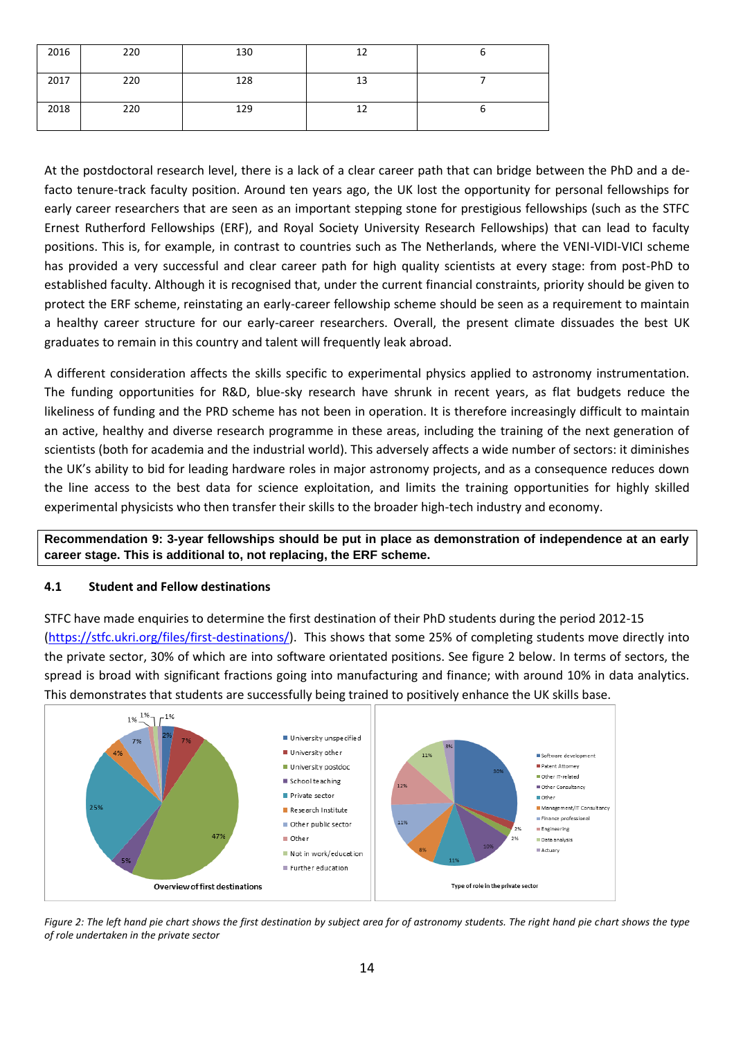| 2016 | 220 | 130 | 12 | 6 |
|---|---|---|---|---|
| 2017 | 220 | 128 | 13 | 7 |
| 2018 | 220 | 129 | 12 | 6 |

At the postdoctoral research level, there is a lack of a clear career path that can bridge between the PhD and a de-facto tenure-track faculty position. Around ten years ago, the UK lost the opportunity for personal fellowships for early career researchers that are seen as an important stepping stone for prestigious fellowships (such as the STFC Ernest Rutherford Fellowships (ERF), and Royal Society University Research Fellowships) that can lead to faculty positions. This is, for example, in contrast to countries such as The Netherlands, where the VENI-VIDI-VICI scheme has provided a very successful and clear career path for high quality scientists at every stage: from post-PhD to established faculty. Although it is recognised that, under the current financial constraints, priority should be given to protect the ERF scheme, reinstating an early-career fellowship scheme should be seen as a requirement to maintain a healthy career structure for our early-career researchers. Overall, the present climate dissuades the best UK graduates to remain in this country and talent will frequently leak abroad.

A different consideration affects the skills specific to experimental physics applied to astronomy instrumentation. The funding opportunities for R&D, blue-sky research have shrunk in recent years, as flat budgets reduce the likeliness of funding and the PRD scheme has not been in operation. It is therefore increasingly difficult to maintain an active, healthy and diverse research programme in these areas, including the training of the next generation of scientists (both for academia and the industrial world). This adversely affects a wide number of sectors: it diminishes the UK's ability to bid for leading hardware roles in major astronomy projects, and as a consequence reduces down the line access to the best data for science exploitation, and limits the training opportunities for highly skilled experimental physicists who then transfer their skills to the broader high-tech industry and economy.

**Recommendation 9: 3-year fellowships should be put in place as demonstration of independence at an early career stage. This is additional to, not replacing, the ERF scheme.**

### 4.1 Student and Fellow destinations

STFC have made enquiries to determine the first destination of their PhD students during the period 2012-15 (https://stfc.ukri.org/files/first-destinations/). This shows that some 25% of completing students move directly into the private sector, 30% of which are into software orientated positions. See figure 2 below. In terms of sectors, the spread is broad with significant fractions going into manufacturing and finance; with around 10% in data analytics. This demonstrates that students are successfully being trained to positively enhance the UK skills base.

*Figure 2: The left hand pie chart shows the first destination by subject area for of astronomy students. The right hand pie chart shows the type of role undertaken in the private sector*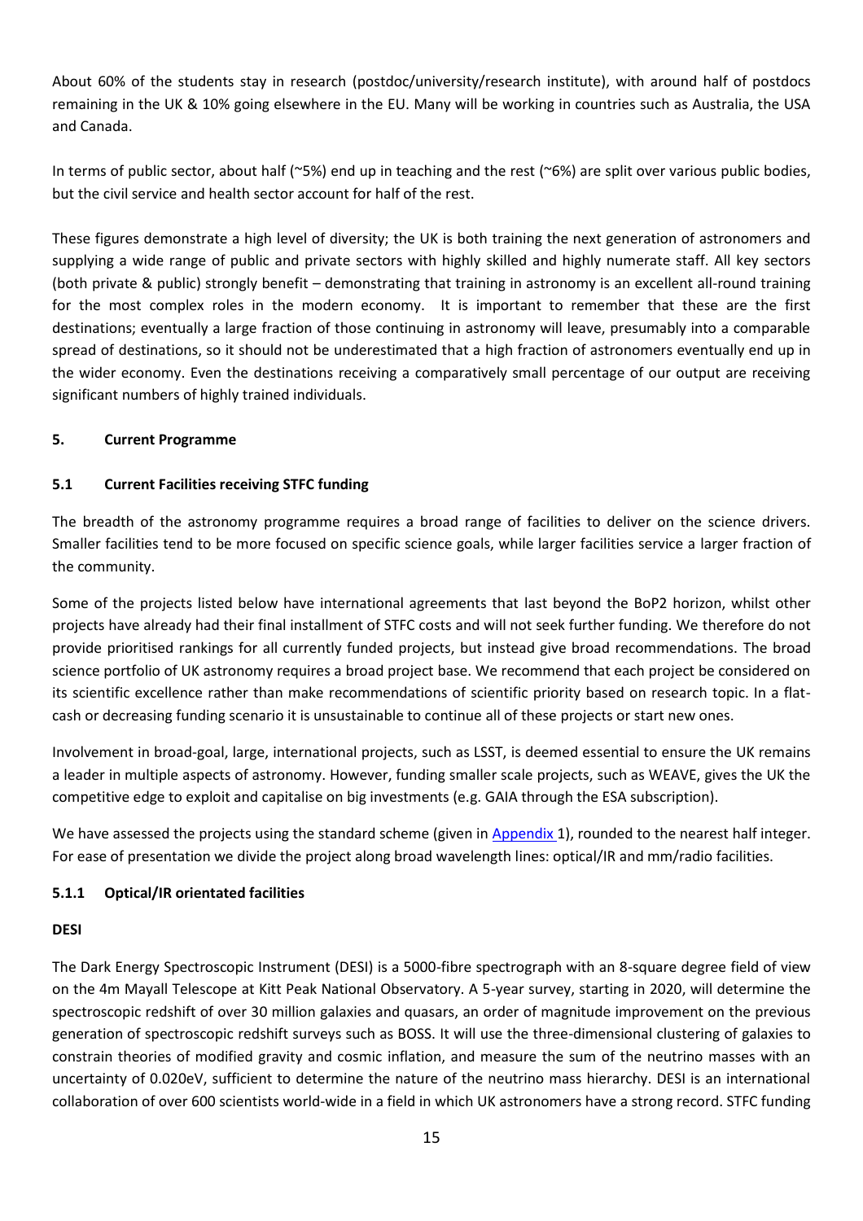About 60% of the students stay in research (postdoc/university/research institute), with around half of postdocs remaining in the UK & 10% going elsewhere in the EU. Many will be working in countries such as Australia, the USA and Canada.

In terms of public sector, about half (~5%) end up in teaching and the rest (~6%) are split over various public bodies, but the civil service and health sector account for half of the rest.

These figures demonstrate a high level of diversity; the UK is both training the next generation of astronomers and supplying a wide range of public and private sectors with highly skilled and highly numerate staff. All key sectors (both private & public) strongly benefit – demonstrating that training in astronomy is an excellent all-round training for the most complex roles in the modern economy. It is important to remember that these are the first destinations; eventually a large fraction of those continuing in astronomy will leave, presumably into a comparable spread of destinations, so it should not be underestimated that a high fraction of astronomers eventually end up in the wider economy. Even the destinations receiving a comparatively small percentage of our output are receiving significant numbers of highly trained individuals.

## 5. Current Programme

### 5.1 Current Facilities receiving STFC funding

The breadth of the astronomy programme requires a broad range of facilities to deliver on the science drivers. Smaller facilities tend to be more focused on specific science goals, while larger facilities service a larger fraction of the community.

Some of the projects listed below have international agreements that last beyond the BoP2 horizon, whilst other projects have already had their final installment of STFC costs and will not seek further funding. We therefore do not provide prioritised rankings for all currently funded projects, but instead give broad recommendations. The broad science portfolio of UK astronomy requires a broad project base. We recommend that each project be considered on its scientific excellence rather than make recommendations of scientific priority based on research topic. In a flat-cash or decreasing funding scenario it is unsustainable to continue all of these projects or start new ones.

Involvement in broad-goal, large, international projects, such as LSST, is deemed essential to ensure the UK remains a leader in multiple aspects of astronomy. However, funding smaller scale projects, such as WEAVE, gives the UK the competitive edge to exploit and capitalise on big investments (e.g. GAIA through the ESA subscription).

We have assessed the projects using the standard scheme (given in Appendix 1), rounded to the nearest half integer. For ease of presentation we divide the project along broad wavelength lines: optical/IR and mm/radio facilities.

#### 5.1.1 Optical/IR orientated facilities

**DESI**

The Dark Energy Spectroscopic Instrument (DESI) is a 5000-fibre spectrograph with an 8-square degree field of view on the 4m Mayall Telescope at Kitt Peak National Observatory. A 5-year survey, starting in 2020, will determine the spectroscopic redshift of over 30 million galaxies and quasars, an order of magnitude improvement on the previous generation of spectroscopic redshift surveys such as BOSS. It will use the three-dimensional clustering of galaxies to constrain theories of modified gravity and cosmic inflation, and measure the sum of the neutrino masses with an uncertainty of 0.020eV, sufficient to determine the nature of the neutrino mass hierarchy. DESI is an international collaboration of over 600 scientists world-wide in a field in which UK astronomers have a strong record. STFC funding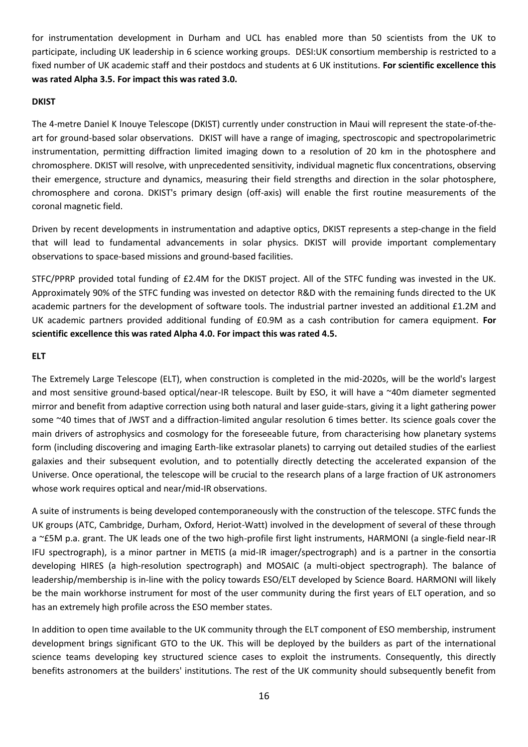for instrumentation development in Durham and UCL has enabled more than 50 scientists from the UK to participate, including UK leadership in 6 science working groups. DESI:UK consortium membership is restricted to a fixed number of UK academic staff and their postdocs and students at 6 UK institutions. **For scientific excellence this was rated Alpha 3.5. For impact this was rated 3.0.**

**DKIST**

The 4-metre Daniel K Inouye Telescope (DKIST) currently under construction in Maui will represent the state-of-the-art for ground-based solar observations. DKIST will have a range of imaging, spectroscopic and spectropolarimetric instrumentation, permitting diffraction limited imaging down to a resolution of 20 km in the photosphere and chromosphere. DKIST will resolve, with unprecedented sensitivity, individual magnetic flux concentrations, observing their emergence, structure and dynamics, measuring their field strengths and direction in the solar photosphere, chromosphere and corona. DKIST's primary design (off-axis) will enable the first routine measurements of the coronal magnetic field.

Driven by recent developments in instrumentation and adaptive optics, DKIST represents a step-change in the field that will lead to fundamental advancements in solar physics. DKIST will provide important complementary observations to space-based missions and ground-based facilities.

STFC/PPRP provided total funding of £2.4M for the DKIST project. All of the STFC funding was invested in the UK. Approximately 90% of the STFC funding was invested on detector R&D with the remaining funds directed to the UK academic partners for the development of software tools. The industrial partner invested an additional £1.2M and UK academic partners provided additional funding of £0.9M as a cash contribution for camera equipment. **For scientific excellence this was rated Alpha 4.0. For impact this was rated 4.5.**

**ELT**

The Extremely Large Telescope (ELT), when construction is completed in the mid-2020s, will be the world's largest and most sensitive ground-based optical/near-IR telescope. Built by ESO, it will have a ~40m diameter segmented mirror and benefit from adaptive correction using both natural and laser guide-stars, giving it a light gathering power some ~40 times that of JWST and a diffraction-limited angular resolution 6 times better. Its science goals cover the main drivers of astrophysics and cosmology for the foreseeable future, from characterising how planetary systems form (including discovering and imaging Earth-like extrasolar planets) to carrying out detailed studies of the earliest galaxies and their subsequent evolution, and to potentially directly detecting the accelerated expansion of the Universe. Once operational, the telescope will be crucial to the research plans of a large fraction of UK astronomers whose work requires optical and near/mid-IR observations.

A suite of instruments is being developed contemporaneously with the construction of the telescope. STFC funds the UK groups (ATC, Cambridge, Durham, Oxford, Heriot-Watt) involved in the development of several of these through a ~£5M p.a. grant. The UK leads one of the two high-profile first light instruments, HARMONI (a single-field near-IR IFU spectrograph), is a minor partner in METIS (a mid-IR imager/spectrograph) and is a partner in the consortia developing HIRES (a high-resolution spectrograph) and MOSAIC (a multi-object spectrograph). The balance of leadership/membership is in-line with the policy towards ESO/ELT developed by Science Board. HARMONI will likely be the main workhorse instrument for most of the user community during the first years of ELT operation, and so has an extremely high profile across the ESO member states.

In addition to open time available to the UK community through the ELT component of ESO membership, instrument development brings significant GTO to the UK. This will be deployed by the builders as part of the international science teams developing key structured science cases to exploit the instruments. Consequently, this directly benefits astronomers at the builders' institutions. The rest of the UK community should subsequently benefit from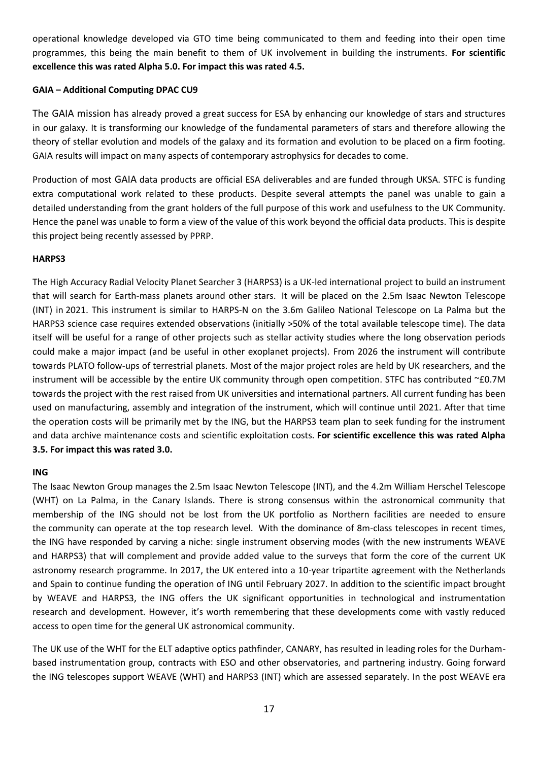operational knowledge developed via GTO time being communicated to them and feeding into their open time programmes, this being the main benefit to them of UK involvement in building the instruments. **For scientific excellence this was rated Alpha 5.0. For impact this was rated 4.5.**

**GAIA – Additional Computing DPAC CU9**

The GAIA mission has already proved a great success for ESA by enhancing our knowledge of stars and structures in our galaxy. It is transforming our knowledge of the fundamental parameters of stars and therefore allowing the theory of stellar evolution and models of the galaxy and its formation and evolution to be placed on a firm footing. GAIA results will impact on many aspects of contemporary astrophysics for decades to come.

Production of most GAIA data products are official ESA deliverables and are funded through UKSA. STFC is funding extra computational work related to these products. Despite several attempts the panel was unable to gain a detailed understanding from the grant holders of the full purpose of this work and usefulness to the UK Community. Hence the panel was unable to form a view of the value of this work beyond the official data products. This is despite this project being recently assessed by PPRP.

**HARPS3**

The High Accuracy Radial Velocity Planet Searcher 3 (HARPS3) is a UK-led international project to build an instrument that will search for Earth-mass planets around other stars. It will be placed on the 2.5m Isaac Newton Telescope (INT) in 2021. This instrument is similar to HARPS-N on the 3.6m Galileo National Telescope on La Palma but the HARPS3 science case requires extended observations (initially >50% of the total available telescope time). The data itself will be useful for a range of other projects such as stellar activity studies where the long observation periods could make a major impact (and be useful in other exoplanet projects). From 2026 the instrument will contribute towards PLATO follow-ups of terrestrial planets. Most of the major project roles are held by UK researchers, and the instrument will be accessible by the entire UK community through open competition. STFC has contributed ~£0.7M towards the project with the rest raised from UK universities and international partners. All current funding has been used on manufacturing, assembly and integration of the instrument, which will continue until 2021. After that time the operation costs will be primarily met by the ING, but the HARPS3 team plan to seek funding for the instrument and data archive maintenance costs and scientific exploitation costs. **For scientific excellence this was rated Alpha 3.5. For impact this was rated 3.0.**

**ING**

The Isaac Newton Group manages the 2.5m Isaac Newton Telescope (INT), and the 4.2m William Herschel Telescope (WHT) on La Palma, in the Canary Islands. There is strong consensus within the astronomical community that membership of the ING should not be lost from the UK portfolio as Northern facilities are needed to ensure the community can operate at the top research level. With the dominance of 8m-class telescopes in recent times, the ING have responded by carving a niche: single instrument observing modes (with the new instruments WEAVE and HARPS3) that will complement and provide added value to the surveys that form the core of the current UK astronomy research programme. In 2017, the UK entered into a 10-year tripartite agreement with the Netherlands and Spain to continue funding the operation of ING until February 2027. In addition to the scientific impact brought by WEAVE and HARPS3, the ING offers the UK significant opportunities in technological and instrumentation research and development. However, it's worth remembering that these developments come with vastly reduced access to open time for the general UK astronomical community.

The UK use of the WHT for the ELT adaptive optics pathfinder, CANARY, has resulted in leading roles for the Durham-based instrumentation group, contracts with ESO and other observatories, and partnering industry. Going forward the ING telescopes support WEAVE (WHT) and HARPS3 (INT) which are assessed separately. In the post WEAVE era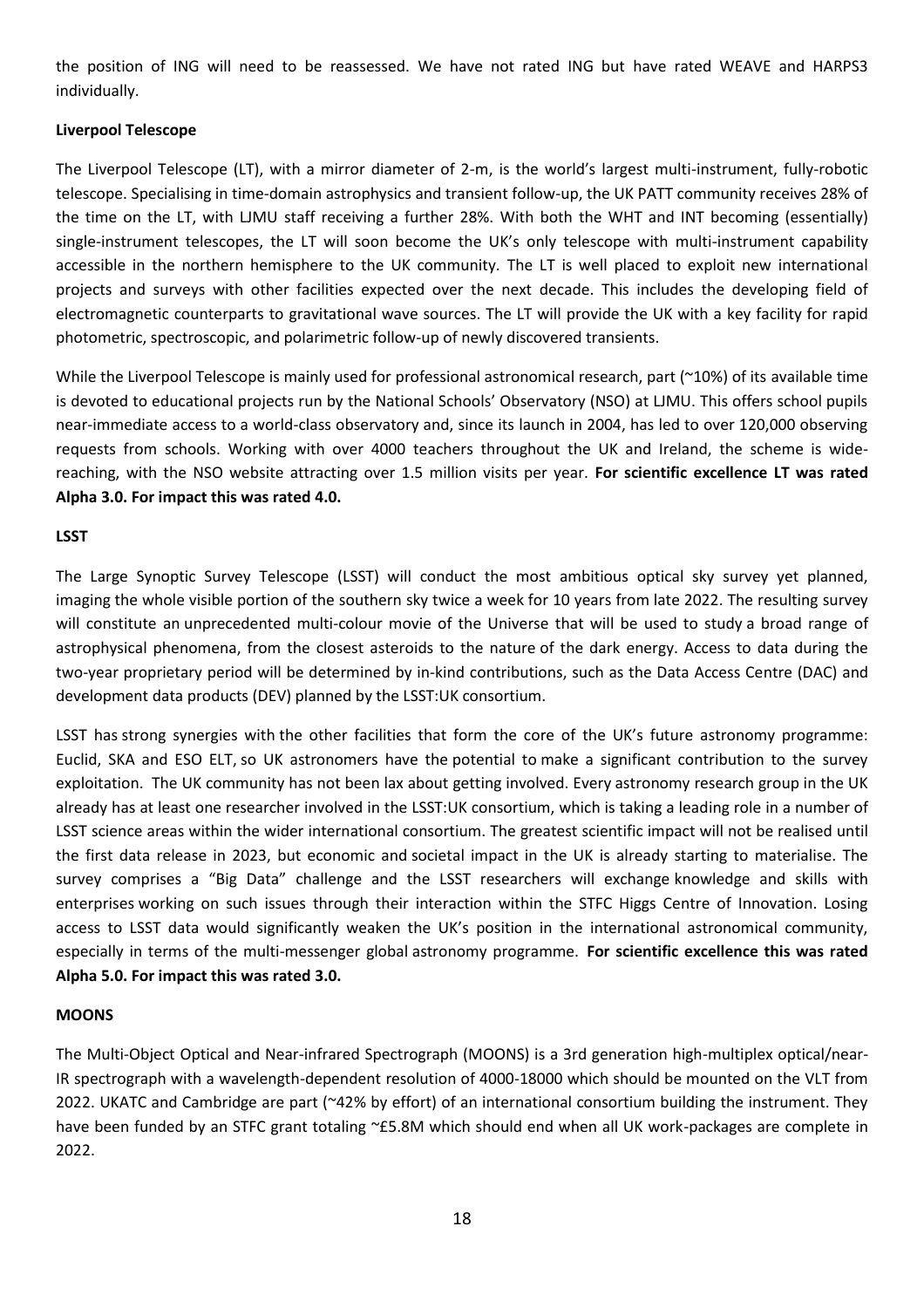the position of ING will need to be reassessed. We have not rated ING but have rated WEAVE and HARPS3 individually.

**Liverpool Telescope**

The Liverpool Telescope (LT), with a mirror diameter of 2-m, is the world's largest multi-instrument, fully-robotic telescope. Specialising in time-domain astrophysics and transient follow-up, the UK PATT community receives 28% of the time on the LT, with LJMU staff receiving a further 28%. With both the WHT and INT becoming (essentially) single-instrument telescopes, the LT will soon become the UK's only telescope with multi-instrument capability accessible in the northern hemisphere to the UK community. The LT is well placed to exploit new international projects and surveys with other facilities expected over the next decade. This includes the developing field of electromagnetic counterparts to gravitational wave sources. The LT will provide the UK with a key facility for rapid photometric, spectroscopic, and polarimetric follow-up of newly discovered transients.

While the Liverpool Telescope is mainly used for professional astronomical research, part (~10%) of its available time is devoted to educational projects run by the National Schools' Observatory (NSO) at LJMU. This offers school pupils near-immediate access to a world-class observatory and, since its launch in 2004, has led to over 120,000 observing requests from schools. Working with over 4000 teachers throughout the UK and Ireland, the scheme is wide-reaching, with the NSO website attracting over 1.5 million visits per year. **For scientific excellence LT was rated Alpha 3.0. For impact this was rated 4.0.**

**LSST**

The Large Synoptic Survey Telescope (LSST) will conduct the most ambitious optical sky survey yet planned, imaging the whole visible portion of the southern sky twice a week for 10 years from late 2022. The resulting survey will constitute an unprecedented multi-colour movie of the Universe that will be used to study a broad range of astrophysical phenomena, from the closest asteroids to the nature of the dark energy. Access to data during the two-year proprietary period will be determined by in-kind contributions, such as the Data Access Centre (DAC) and development data products (DEV) planned by the LSST:UK consortium.

LSST has strong synergies with the other facilities that form the core of the UK's future astronomy programme: Euclid, SKA and ESO ELT, so UK astronomers have the potential to make a significant contribution to the survey exploitation. The UK community has not been lax about getting involved. Every astronomy research group in the UK already has at least one researcher involved in the LSST:UK consortium, which is taking a leading role in a number of LSST science areas within the wider international consortium. The greatest scientific impact will not be realised until the first data release in 2023, but economic and societal impact in the UK is already starting to materialise. The survey comprises a "Big Data" challenge and the LSST researchers will exchange knowledge and skills with enterprises working on such issues through their interaction within the STFC Higgs Centre of Innovation. Losing access to LSST data would significantly weaken the UK's position in the international astronomical community, especially in terms of the multi-messenger global astronomy programme. **For scientific excellence this was rated Alpha 5.0. For impact this was rated 3.0.**

**MOONS**

The Multi-Object Optical and Near-infrared Spectrograph (MOONS) is a 3rd generation high-multiplex optical/near-IR spectrograph with a wavelength-dependent resolution of 4000-18000 which should be mounted on the VLT from 2022. UKATC and Cambridge are part (~42% by effort) of an international consortium building the instrument. They have been funded by an STFC grant totaling ~£5.8M which should end when all UK work-packages are complete in 2022.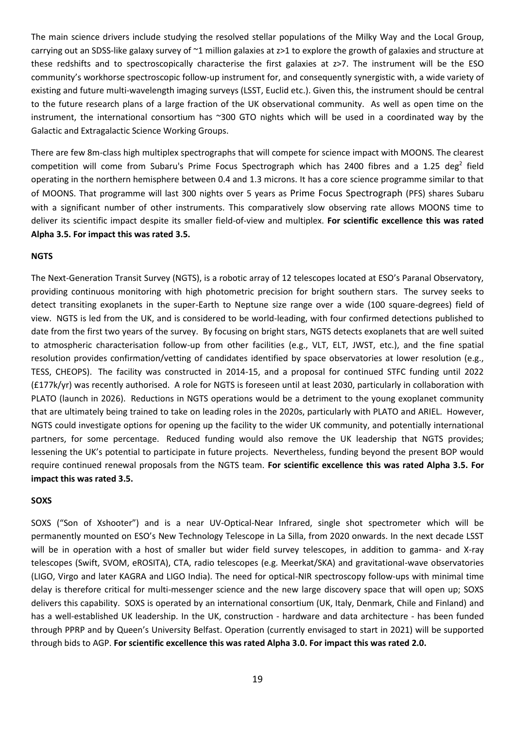The main science drivers include studying the resolved stellar populations of the Milky Way and the Local Group, carrying out an SDSS-like galaxy survey of ~1 million galaxies at z>1 to explore the growth of galaxies and structure at these redshifts and to spectroscopically characterise the first galaxies at z>7. The instrument will be the ESO community's workhorse spectroscopic follow-up instrument for, and consequently synergistic with, a wide variety of existing and future multi-wavelength imaging surveys (LSST, Euclid etc.). Given this, the instrument should be central to the future research plans of a large fraction of the UK observational community. As well as open time on the instrument, the international consortium has ~300 GTO nights which will be used in a coordinated way by the Galactic and Extragalactic Science Working Groups.

There are few 8m-class high multiplex spectrographs that will compete for science impact with MOONS. The clearest competition will come from Subaru's Prime Focus Spectrograph which has 2400 fibres and a 1.25 deg$^2$ field operating in the northern hemisphere between 0.4 and 1.3 microns. It has a core science programme similar to that of MOONS. That programme will last 300 nights over 5 years as Prime Focus Spectrograph (PFS) shares Subaru with a significant number of other instruments. This comparatively slow observing rate allows MOONS time to deliver its scientific impact despite its smaller field-of-view and multiplex. **For scientific excellence this was rated Alpha 3.5. For impact this was rated 3.5.**

### NGTS

The Next-Generation Transit Survey (NGTS), is a robotic array of 12 telescopes located at ESO's Paranal Observatory, providing continuous monitoring with high photometric precision for bright southern stars. The survey seeks to detect transiting exoplanets in the super-Earth to Neptune size range over a wide (100 square-degrees) field of view. NGTS is led from the UK, and is considered to be world-leading, with four confirmed detections published to date from the first two years of the survey. By focusing on bright stars, NGTS detects exoplanets that are well suited to atmospheric characterisation follow-up from other facilities (e.g., VLT, ELT, JWST, etc.), and the fine spatial resolution provides confirmation/vetting of candidates identified by space observatories at lower resolution (e.g., TESS, CHEOPS). The facility was constructed in 2014-15, and a proposal for continued STFC funding until 2022 (£177k/yr) was recently authorised. A role for NGTS is foreseen until at least 2030, particularly in collaboration with PLATO (launch in 2026). Reductions in NGTS operations would be a detriment to the young exoplanet community that are ultimately being trained to take on leading roles in the 2020s, particularly with PLATO and ARIEL. However, NGTS could investigate options for opening up the facility to the wider UK community, and potentially international partners, for some percentage. Reduced funding would also remove the UK leadership that NGTS provides; lessening the UK's potential to participate in future projects. Nevertheless, funding beyond the present BOP would require continued renewal proposals from the NGTS team. **For scientific excellence this was rated Alpha 3.5. For impact this was rated 3.5.**

### SOXS

SOXS ("Son of Xshooter") and is a near UV-Optical-Near Infrared, single shot spectrometer which will be permanently mounted on ESO's New Technology Telescope in La Silla, from 2020 onwards. In the next decade LSST will be in operation with a host of smaller but wider field survey telescopes, in addition to gamma- and X-ray telescopes (Swift, SVOM, eROSITA), CTA, radio telescopes (e.g. Meerkat/SKA) and gravitational-wave observatories (LIGO, Virgo and later KAGRA and LIGO India). The need for optical-NIR spectroscopy follow-ups with minimal time delay is therefore critical for multi-messenger science and the new large discovery space that will open up; SOXS delivers this capability. SOXS is operated by an international consortium (UK, Italy, Denmark, Chile and Finland) and has a well-established UK leadership. In the UK, construction - hardware and data architecture - has been funded through PPRP and by Queen's University Belfast. Operation (currently envisaged to start in 2021) will be supported through bids to AGP. **For scientific excellence this was rated Alpha 3.0. For impact this was rated 2.0.**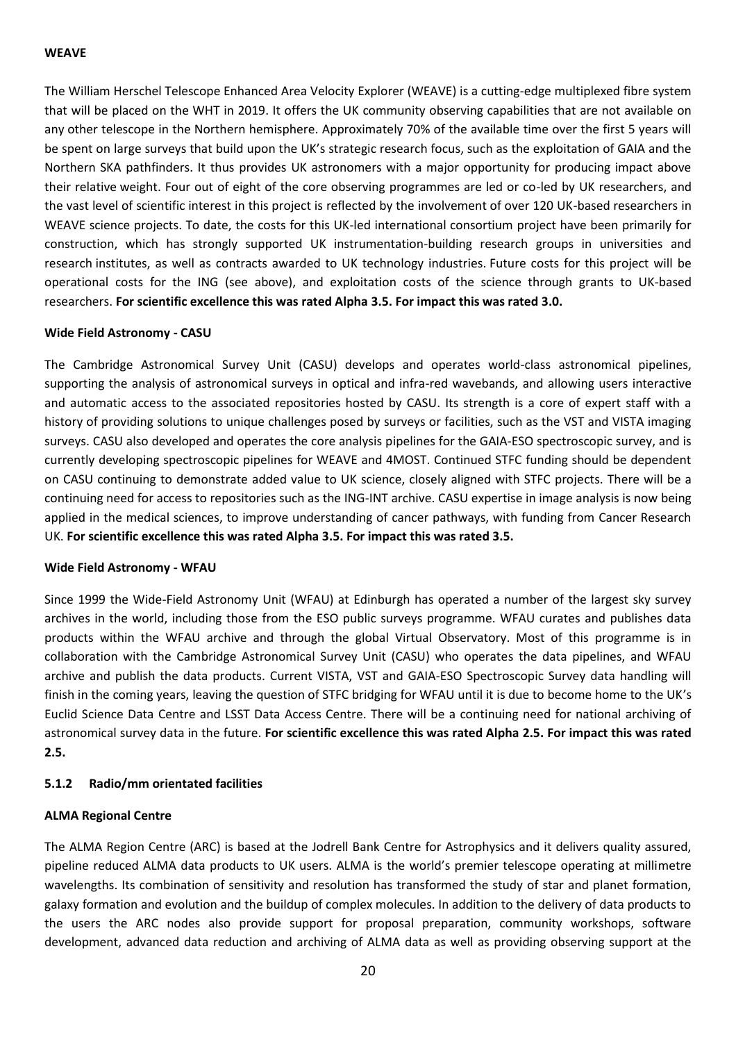**WEAVE**

The William Herschel Telescope Enhanced Area Velocity Explorer (WEAVE) is a cutting-edge multiplexed fibre system that will be placed on the WHT in 2019. It offers the UK community observing capabilities that are not available on any other telescope in the Northern hemisphere. Approximately 70% of the available time over the first 5 years will be spent on large surveys that build upon the UK's strategic research focus, such as the exploitation of GAIA and the Northern SKA pathfinders. It thus provides UK astronomers with a major opportunity for producing impact above their relative weight. Four out of eight of the core observing programmes are led or co-led by UK researchers, and the vast level of scientific interest in this project is reflected by the involvement of over 120 UK-based researchers in WEAVE science projects. To date, the costs for this UK-led international consortium project have been primarily for construction, which has strongly supported UK instrumentation-building research groups in universities and research institutes, as well as contracts awarded to UK technology industries. Future costs for this project will be operational costs for the ING (see above), and exploitation costs of the science through grants to UK-based researchers. **For scientific excellence this was rated Alpha 3.5. For impact this was rated 3.0.**

**Wide Field Astronomy - CASU**

The Cambridge Astronomical Survey Unit (CASU) develops and operates world-class astronomical pipelines, supporting the analysis of astronomical surveys in optical and infra-red wavebands, and allowing users interactive and automatic access to the associated repositories hosted by CASU. Its strength is a core of expert staff with a history of providing solutions to unique challenges posed by surveys or facilities, such as the VST and VISTA imaging surveys. CASU also developed and operates the core analysis pipelines for the GAIA-ESO spectroscopic survey, and is currently developing spectroscopic pipelines for WEAVE and 4MOST. Continued STFC funding should be dependent on CASU continuing to demonstrate added value to UK science, closely aligned with STFC projects. There will be a continuing need for access to repositories such as the ING-INT archive. CASU expertise in image analysis is now being applied in the medical sciences, to improve understanding of cancer pathways, with funding from Cancer Research UK. **For scientific excellence this was rated Alpha 3.5. For impact this was rated 3.5.**

**Wide Field Astronomy - WFAU**

Since 1999 the Wide-Field Astronomy Unit (WFAU) at Edinburgh has operated a number of the largest sky survey archives in the world, including those from the ESO public surveys programme. WFAU curates and publishes data products within the WFAU archive and through the global Virtual Observatory. Most of this programme is in collaboration with the Cambridge Astronomical Survey Unit (CASU) who operates the data pipelines, and WFAU archive and publish the data products. Current VISTA, VST and GAIA-ESO Spectroscopic Survey data handling will finish in the coming years, leaving the question of STFC bridging for WFAU until it is due to become home to the UK's Euclid Science Data Centre and LSST Data Access Centre. There will be a continuing need for national archiving of astronomical survey data in the future. **For scientific excellence this was rated Alpha 2.5. For impact this was rated 2.5.**

### 5.1.2 Radio/mm orientated facilities

**ALMA Regional Centre**

The ALMA Region Centre (ARC) is based at the Jodrell Bank Centre for Astrophysics and it delivers quality assured, pipeline reduced ALMA data products to UK users. ALMA is the world's premier telescope operating at millimetre wavelengths. Its combination of sensitivity and resolution has transformed the study of star and planet formation, galaxy formation and evolution and the buildup of complex molecules. In addition to the delivery of data products to the users the ARC nodes also provide support for proposal preparation, community workshops, software development, advanced data reduction and archiving of ALMA data as well as providing observing support at the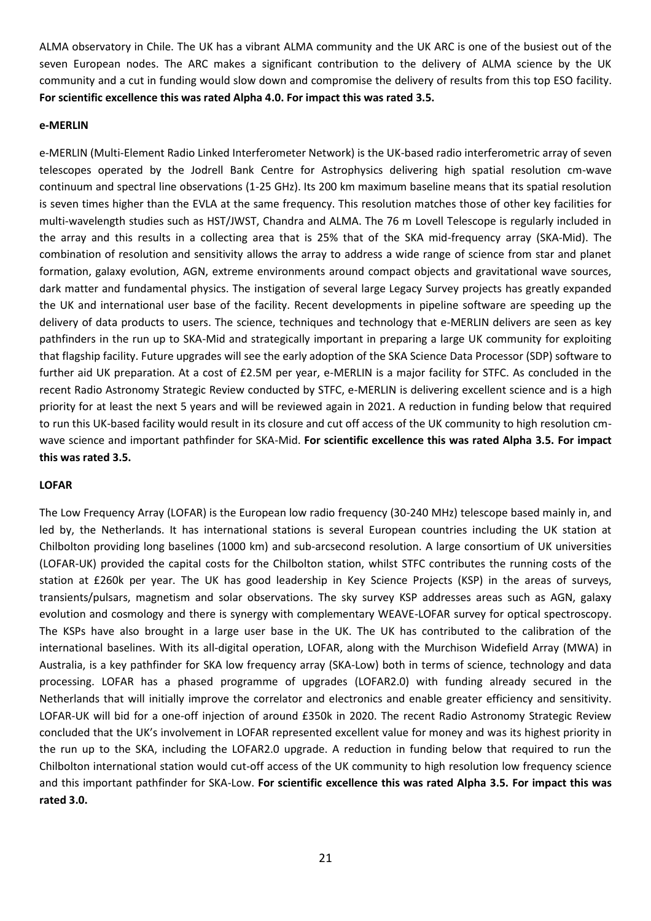ALMA observatory in Chile. The UK has a vibrant ALMA community and the UK ARC is one of the busiest out of the seven European nodes. The ARC makes a significant contribution to the delivery of ALMA science by the UK community and a cut in funding would slow down and compromise the delivery of results from this top ESO facility. **For scientific excellence this was rated Alpha 4.0. For impact this was rated 3.5.**

**e-MERLIN**

e-MERLIN (Multi-Element Radio Linked Interferometer Network) is the UK-based radio interferometric array of seven telescopes operated by the Jodrell Bank Centre for Astrophysics delivering high spatial resolution cm-wave continuum and spectral line observations (1-25 GHz). Its 200 km maximum baseline means that its spatial resolution is seven times higher than the EVLA at the same frequency. This resolution matches those of other key facilities for multi-wavelength studies such as HST/JWST, Chandra and ALMA. The 76 m Lovell Telescope is regularly included in the array and this results in a collecting area that is 25% that of the SKA mid-frequency array (SKA-Mid). The combination of resolution and sensitivity allows the array to address a wide range of science from star and planet formation, galaxy evolution, AGN, extreme environments around compact objects and gravitational wave sources, dark matter and fundamental physics. The instigation of several large Legacy Survey projects has greatly expanded the UK and international user base of the facility. Recent developments in pipeline software are speeding up the delivery of data products to users. The science, techniques and technology that e-MERLIN delivers are seen as key pathfinders in the run up to SKA-Mid and strategically important in preparing a large UK community for exploiting that flagship facility. Future upgrades will see the early adoption of the SKA Science Data Processor (SDP) software to further aid UK preparation. At a cost of £2.5M per year, e-MERLIN is a major facility for STFC. As concluded in the recent Radio Astronomy Strategic Review conducted by STFC, e-MERLIN is delivering excellent science and is a high priority for at least the next 5 years and will be reviewed again in 2021. A reduction in funding below that required to run this UK-based facility would result in its closure and cut off access of the UK community to high resolution cm-wave science and important pathfinder for SKA-Mid. **For scientific excellence this was rated Alpha 3.5. For impact this was rated 3.5.**

**LOFAR**

The Low Frequency Array (LOFAR) is the European low radio frequency (30-240 MHz) telescope based mainly in, and led by, the Netherlands. It has international stations is several European countries including the UK station at Chilbolton providing long baselines (1000 km) and sub-arcsecond resolution. A large consortium of UK universities (LOFAR-UK) provided the capital costs for the Chilbolton station, whilst STFC contributes the running costs of the station at £260k per year. The UK has good leadership in Key Science Projects (KSP) in the areas of surveys, transients/pulsars, magnetism and solar observations. The sky survey KSP addresses areas such as AGN, galaxy evolution and cosmology and there is synergy with complementary WEAVE-LOFAR survey for optical spectroscopy. The KSPs have also brought in a large user base in the UK. The UK has contributed to the calibration of the international baselines. With its all-digital operation, LOFAR, along with the Murchison Widefield Array (MWA) in Australia, is a key pathfinder for SKA low frequency array (SKA-Low) both in terms of science, technology and data processing. LOFAR has a phased programme of upgrades (LOFAR2.0) with funding already secured in the Netherlands that will initially improve the correlator and electronics and enable greater efficiency and sensitivity. LOFAR-UK will bid for a one-off injection of around £350k in 2020. The recent Radio Astronomy Strategic Review concluded that the UK's involvement in LOFAR represented excellent value for money and was its highest priority in the run up to the SKA, including the LOFAR2.0 upgrade. A reduction in funding below that required to run the Chilbolton international station would cut-off access of the UK community to high resolution low frequency science and this important pathfinder for SKA-Low. **For scientific excellence this was rated Alpha 3.5. For impact this was rated 3.0.**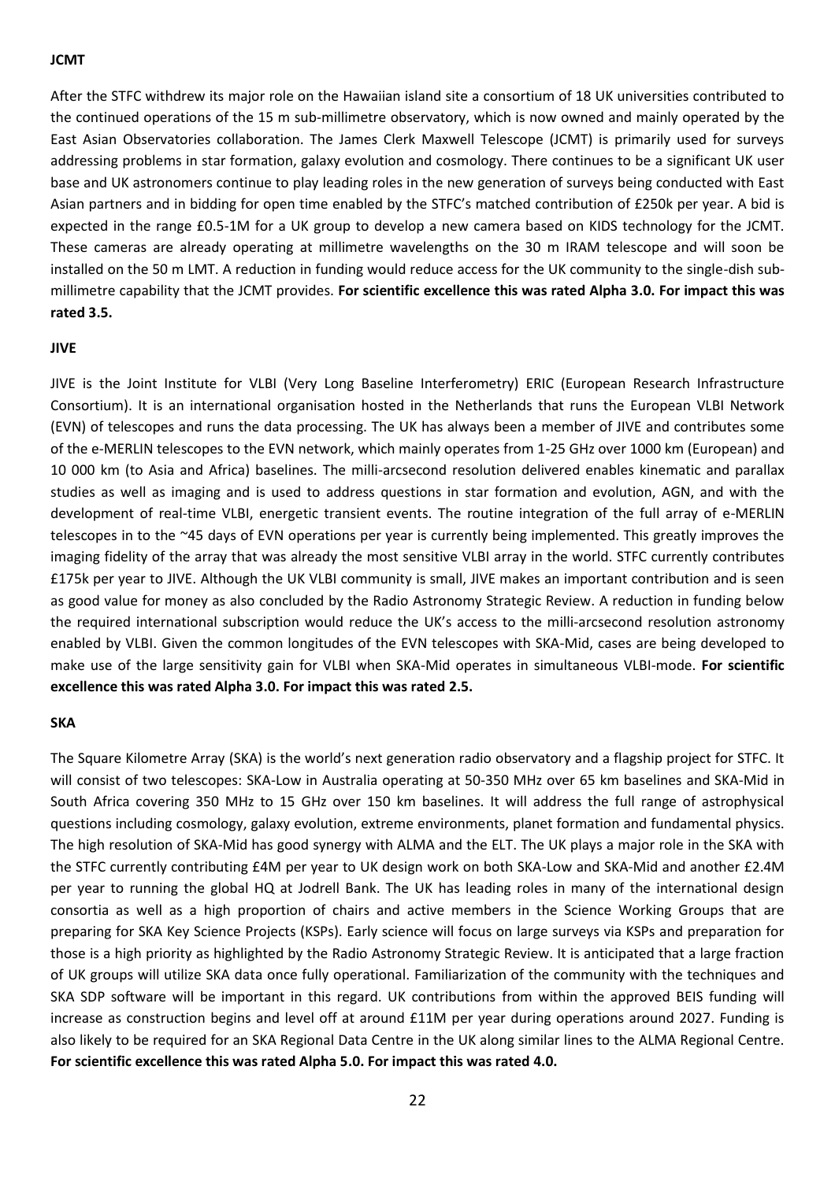**JCMT**

After the STFC withdrew its major role on the Hawaiian island site a consortium of 18 UK universities contributed to the continued operations of the 15 m sub-millimetre observatory, which is now owned and mainly operated by the East Asian Observatories collaboration. The James Clerk Maxwell Telescope (JCMT) is primarily used for surveys addressing problems in star formation, galaxy evolution and cosmology. There continues to be a significant UK user base and UK astronomers continue to play leading roles in the new generation of surveys being conducted with East Asian partners and in bidding for open time enabled by the STFC's matched contribution of £250k per year. A bid is expected in the range £0.5-1M for a UK group to develop a new camera based on KIDS technology for the JCMT. These cameras are already operating at millimetre wavelengths on the 30 m IRAM telescope and will soon be installed on the 50 m LMT. A reduction in funding would reduce access for the UK community to the single-dish sub-millimetre capability that the JCMT provides. **For scientific excellence this was rated Alpha 3.0. For impact this was rated 3.5.**

**JIVE**

JIVE is the Joint Institute for VLBI (Very Long Baseline Interferometry) ERIC (European Research Infrastructure Consortium). It is an international organisation hosted in the Netherlands that runs the European VLBI Network (EVN) of telescopes and runs the data processing. The UK has always been a member of JIVE and contributes some of the e-MERLIN telescopes to the EVN network, which mainly operates from 1-25 GHz over 1000 km (European) and 10 000 km (to Asia and Africa) baselines. The milli-arcsecond resolution delivered enables kinematic and parallax studies as well as imaging and is used to address questions in star formation and evolution, AGN, and with the development of real-time VLBI, energetic transient events. The routine integration of the full array of e-MERLIN telescopes in to the ~45 days of EVN operations per year is currently being implemented. This greatly improves the imaging fidelity of the array that was already the most sensitive VLBI array in the world. STFC currently contributes £175k per year to JIVE. Although the UK VLBI community is small, JIVE makes an important contribution and is seen as good value for money as also concluded by the Radio Astronomy Strategic Review. A reduction in funding below the required international subscription would reduce the UK's access to the milli-arcsecond resolution astronomy enabled by VLBI. Given the common longitudes of the EVN telescopes with SKA-Mid, cases are being developed to make use of the large sensitivity gain for VLBI when SKA-Mid operates in simultaneous VLBI-mode. **For scientific excellence this was rated Alpha 3.0. For impact this was rated 2.5.**

**SKA**

The Square Kilometre Array (SKA) is the world's next generation radio observatory and a flagship project for STFC. It will consist of two telescopes: SKA-Low in Australia operating at 50-350 MHz over 65 km baselines and SKA-Mid in South Africa covering 350 MHz to 15 GHz over 150 km baselines. It will address the full range of astrophysical questions including cosmology, galaxy evolution, extreme environments, planet formation and fundamental physics. The high resolution of SKA-Mid has good synergy with ALMA and the ELT. The UK plays a major role in the SKA with the STFC currently contributing £4M per year to UK design work on both SKA-Low and SKA-Mid and another £2.4M per year to running the global HQ at Jodrell Bank. The UK has leading roles in many of the international design consortia as well as a high proportion of chairs and active members in the Science Working Groups that are preparing for SKA Key Science Projects (KSPs). Early science will focus on large surveys via KSPs and preparation for those is a high priority as highlighted by the Radio Astronomy Strategic Review. It is anticipated that a large fraction of UK groups will utilize SKA data once fully operational. Familiarization of the community with the techniques and SKA SDP software will be important in this regard. UK contributions from within the approved BEIS funding will increase as construction begins and level off at around £11M per year during operations around 2027. Funding is also likely to be required for an SKA Regional Data Centre in the UK along similar lines to the ALMA Regional Centre. **For scientific excellence this was rated Alpha 5.0. For impact this was rated 4.0.**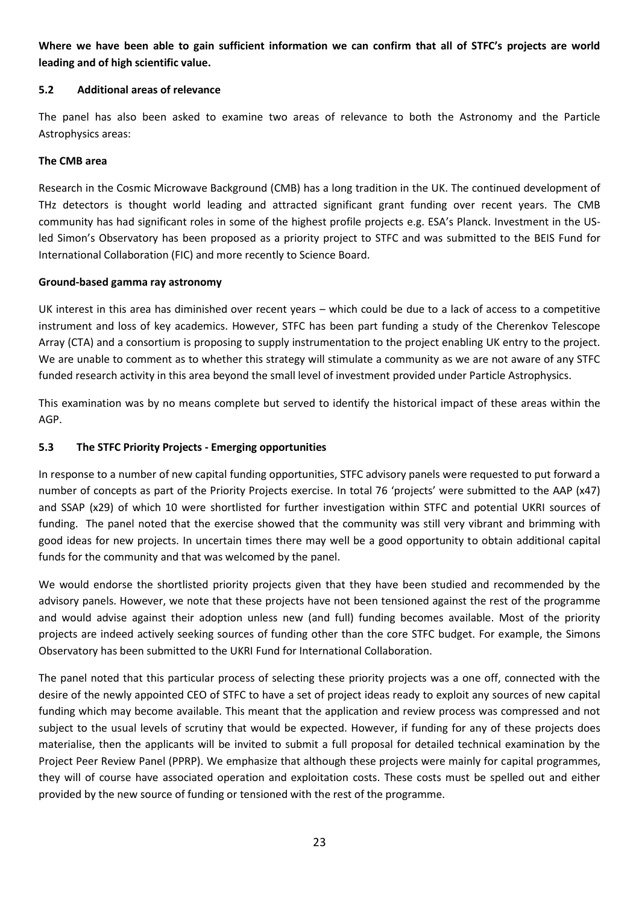**Where we have been able to gain sufficient information we can confirm that all of STFC's projects are world leading and of high scientific value.**

### 5.2 Additional areas of relevance

The panel has also been asked to examine two areas of relevance to both the Astronomy and the Particle Astrophysics areas:

**The CMB area**

Research in the Cosmic Microwave Background (CMB) has a long tradition in the UK. The continued development of THz detectors is thought world leading and attracted significant grant funding over recent years. The CMB community has had significant roles in some of the highest profile projects e.g. ESA's Planck. Investment in the US-led Simon's Observatory has been proposed as a priority project to STFC and was submitted to the BEIS Fund for International Collaboration (FIC) and more recently to Science Board.

**Ground-based gamma ray astronomy**

UK interest in this area has diminished over recent years – which could be due to a lack of access to a competitive instrument and loss of key academics. However, STFC has been part funding a study of the Cherenkov Telescope Array (CTA) and a consortium is proposing to supply instrumentation to the project enabling UK entry to the project. We are unable to comment as to whether this strategy will stimulate a community as we are not aware of any STFC funded research activity in this area beyond the small level of investment provided under Particle Astrophysics.

This examination was by no means complete but served to identify the historical impact of these areas within the AGP.

### 5.3 The STFC Priority Projects - Emerging opportunities

In response to a number of new capital funding opportunities, STFC advisory panels were requested to put forward a number of concepts as part of the Priority Projects exercise. In total 76 'projects' were submitted to the AAP (x47) and SSAP (x29) of which 10 were shortlisted for further investigation within STFC and potential UKRI sources of funding. The panel noted that the exercise showed that the community was still very vibrant and brimming with good ideas for new projects. In uncertain times there may well be a good opportunity to obtain additional capital funds for the community and that was welcomed by the panel.

We would endorse the shortlisted priority projects given that they have been studied and recommended by the advisory panels. However, we note that these projects have not been tensioned against the rest of the programme and would advise against their adoption unless new (and full) funding becomes available. Most of the priority projects are indeed actively seeking sources of funding other than the core STFC budget. For example, the Simons Observatory has been submitted to the UKRI Fund for International Collaboration.

The panel noted that this particular process of selecting these priority projects was a one off, connected with the desire of the newly appointed CEO of STFC to have a set of project ideas ready to exploit any sources of new capital funding which may become available. This meant that the application and review process was compressed and not subject to the usual levels of scrutiny that would be expected. However, if funding for any of these projects does materialise, then the applicants will be invited to submit a full proposal for detailed technical examination by the Project Peer Review Panel (PPRP). We emphasize that although these projects were mainly for capital programmes, they will of course have associated operation and exploitation costs. These costs must be spelled out and either provided by the new source of funding or tensioned with the rest of the programme.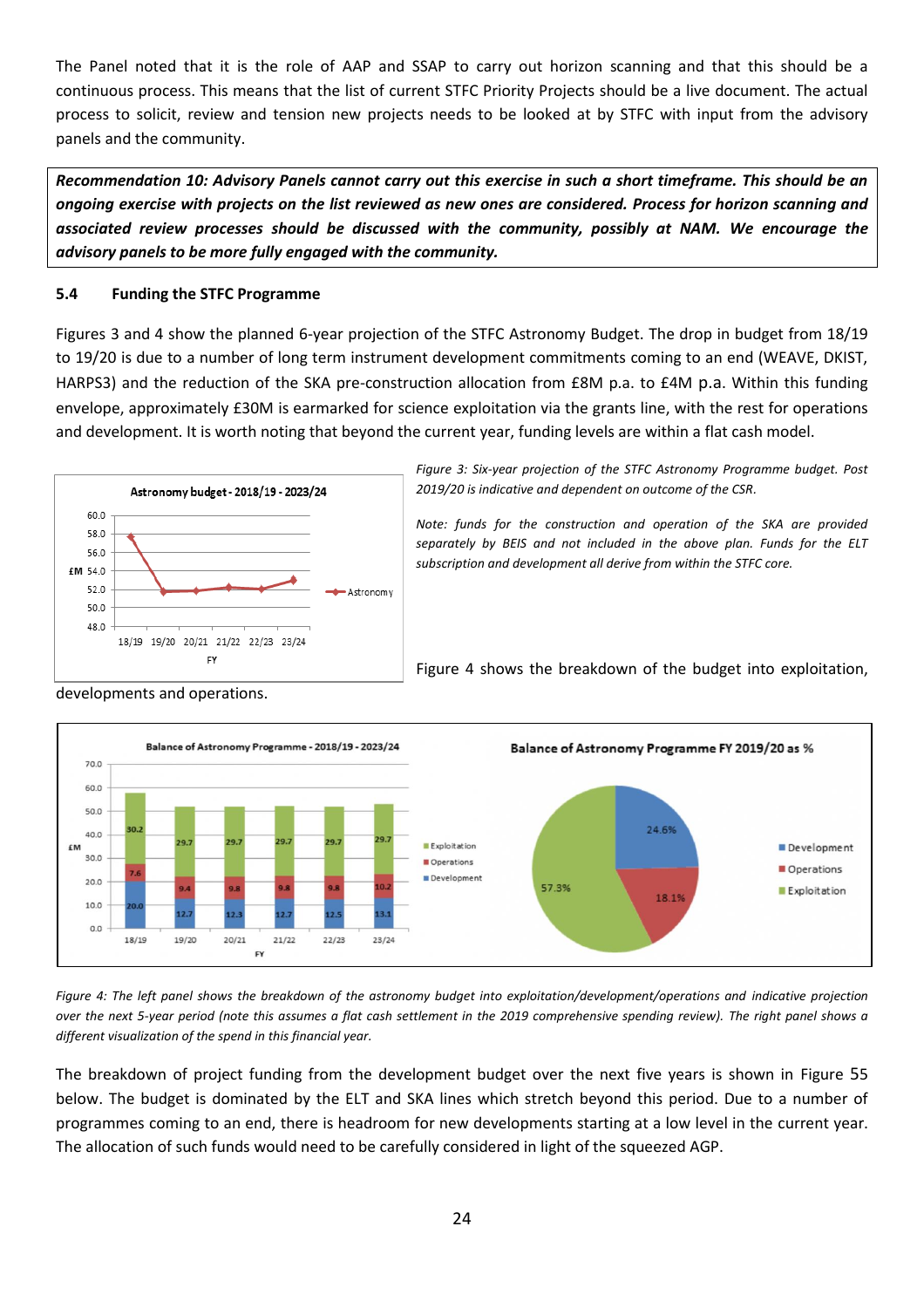The Panel noted that it is the role of AAP and SSAP to carry out horizon scanning and that this should be a continuous process. This means that the list of current STFC Priority Projects should be a live document. The actual process to solicit, review and tension new projects needs to be looked at by STFC with input from the advisory panels and the community.

***Recommendation 10: Advisory Panels cannot carry out this exercise in such a short timeframe. This should be an ongoing exercise with projects on the list reviewed as new ones are considered. Process for horizon scanning and associated review processes should be discussed with the community, possibly at NAM. We encourage the advisory panels to be more fully engaged with the community.***

### 5.4 Funding the STFC Programme

Figures 3 and 4 show the planned 6-year projection of the STFC Astronomy Budget. The drop in budget from 18/19 to 19/20 is due to a number of long term instrument development commitments coming to an end (WEAVE, DKIST, HARPS3) and the reduction of the SKA pre-construction allocation from £8M p.a. to £4M p.a. Within this funding envelope, approximately £30M is earmarked for science exploitation via the grants line, with the rest for operations and development. It is worth noting that beyond the current year, funding levels are within a flat cash model.

*Figure 3: Six-year projection of the STFC Astronomy Programme budget. Post 2019/20 is indicative and dependent on outcome of the CSR.*

*Note: funds for the construction and operation of the SKA are provided separately by BEIS and not included in the above plan. Funds for the ELT subscription and development all derive from within the STFC core.*

Figure 4 shows the breakdown of the budget into exploitation, developments and operations.

*Figure 4: The left panel shows the breakdown of the astronomy budget into exploitation/development/operations and indicative projection over the next 5-year period (note this assumes a flat cash settlement in the 2019 comprehensive spending review). The right panel shows a different visualization of the spend in this financial year.*

The breakdown of project funding from the development budget over the next five years is shown in Figure 55 below. The budget is dominated by the ELT and SKA lines which stretch beyond this period. Due to a number of programmes coming to an end, there is headroom for new developments starting at a low level in the current year. The allocation of such funds would need to be carefully considered in light of the squeezed AGP.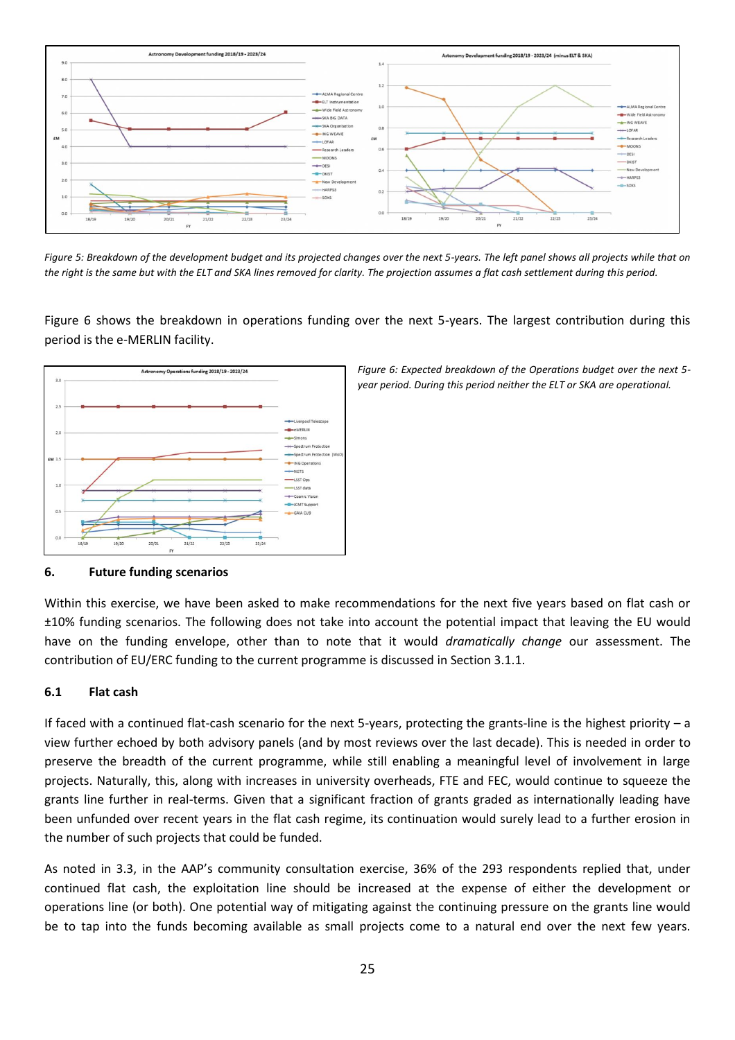*Figure 5: Breakdown of the development budget and its projected changes over the next 5-years. The left panel shows all projects while that on the right is the same but with the ELT and SKA lines removed for clarity. The projection assumes a flat cash settlement during this period.*

Figure 6 shows the breakdown in operations funding over the next 5-years. The largest contribution during this period is the e-MERLIN facility.

*Figure 6: Expected breakdown of the Operations budget over the next 5-year period. During this period neither the ELT or SKA are operational.*

## 6. Future funding scenarios

Within this exercise, we have been asked to make recommendations for the next five years based on flat cash or ±10% funding scenarios. The following does not take into account the potential impact that leaving the EU would have on the funding envelope, other than to note that it would *dramatically change* our assessment. The contribution of EU/ERC funding to the current programme is discussed in Section 3.1.1.

### 6.1 Flat cash

If faced with a continued flat-cash scenario for the next 5-years, protecting the grants-line is the highest priority – a view further echoed by both advisory panels (and by most reviews over the last decade). This is needed in order to preserve the breadth of the current programme, while still enabling a meaningful level of involvement in large projects. Naturally, this, along with increases in university overheads, FTE and FEC, would continue to squeeze the grants line further in real-terms. Given that a significant fraction of grants graded as internationally leading have been unfunded over recent years in the flat cash regime, its continuation would surely lead to a further erosion in the number of such projects that could be funded.

As noted in 3.3, in the AAP's community consultation exercise, 36% of the 293 respondents replied that, under continued flat cash, the exploitation line should be increased at the expense of either the development or operations line (or both). One potential way of mitigating against the continuing pressure on the grants line would be to tap into the funds becoming available as small projects come to a natural end over the next few years.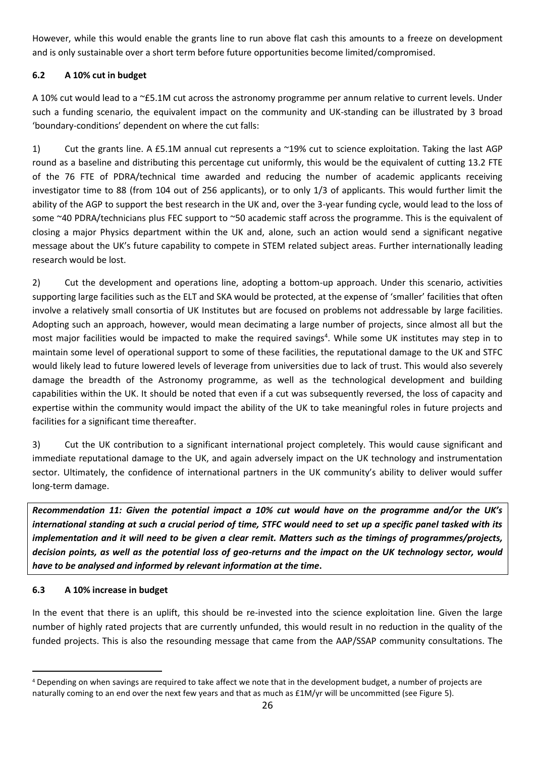However, while this would enable the grants line to run above flat cash this amounts to a freeze on development and is only sustainable over a short term before future opportunities become limited/compromised.

### 6.2 A 10% cut in budget

A 10% cut would lead to a ~£5.1M cut across the astronomy programme per annum relative to current levels. Under such a funding scenario, the equivalent impact on the community and UK-standing can be illustrated by 3 broad 'boundary-conditions' dependent on where the cut falls:

1) Cut the grants line. A £5.1M annual cut represents a ~19% cut to science exploitation. Taking the last AGP round as a baseline and distributing this percentage cut uniformly, this would be the equivalent of cutting 13.2 FTE of the 76 FTE of PDRA/technical time awarded and reducing the number of academic applicants receiving investigator time to 88 (from 104 out of 256 applicants), or to only 1/3 of applicants. This would further limit the ability of the AGP to support the best research in the UK and, over the 3-year funding cycle, would lead to the loss of some ~40 PDRA/technicians plus FEC support to ~50 academic staff across the programme. This is the equivalent of closing a major Physics department within the UK and, alone, such an action would send a significant negative message about the UK's future capability to compete in STEM related subject areas. Further internationally leading research would be lost.

2) Cut the development and operations line, adopting a bottom-up approach. Under this scenario, activities supporting large facilities such as the ELT and SKA would be protected, at the expense of 'smaller' facilities that often involve a relatively small consortia of UK Institutes but are focused on problems not addressable by large facilities. Adopting such an approach, however, would mean decimating a large number of projects, since almost all but the most major facilities would be impacted to make the required savings[4]. While some UK institutes may step in to maintain some level of operational support to some of these facilities, the reputational damage to the UK and STFC would likely lead to future lowered levels of leverage from universities due to lack of trust. This would also severely damage the breadth of the Astronomy programme, as well as the technological development and building capabilities within the UK. It should be noted that even if a cut was subsequently reversed, the loss of capacity and expertise within the community would impact the ability of the UK to take meaningful roles in future projects and facilities for a significant time thereafter.

3) Cut the UK contribution to a significant international project completely. This would cause significant and immediate reputational damage to the UK, and again adversely impact on the UK technology and instrumentation sector. Ultimately, the confidence of international partners in the UK community's ability to deliver would suffer long-term damage.

***Recommendation 11: Given the potential impact a 10% cut would have on the programme and/or the UK's international standing at such a crucial period of time, STFC would need to set up a specific panel tasked with its implementation and it will need to be given a clear remit. Matters such as the timings of programmes/projects, decision points, as well as the potential loss of geo-returns and the impact on the UK technology sector, would have to be analysed and informed by relevant information at the time.***

### 6.3 A 10% increase in budget

In the event that there is an uplift, this should be re-invested into the science exploitation line. Given the large number of highly rated projects that are currently unfunded, this would result in no reduction in the quality of the funded projects. This is also the resounding message that came from the AAP/SSAP community consultations. The

[4] Depending on when savings are required to take affect we note that in the development budget, a number of projects are naturally coming to an end over the next few years and that as much as £1M/yr will be uncommitted (see Figure 5).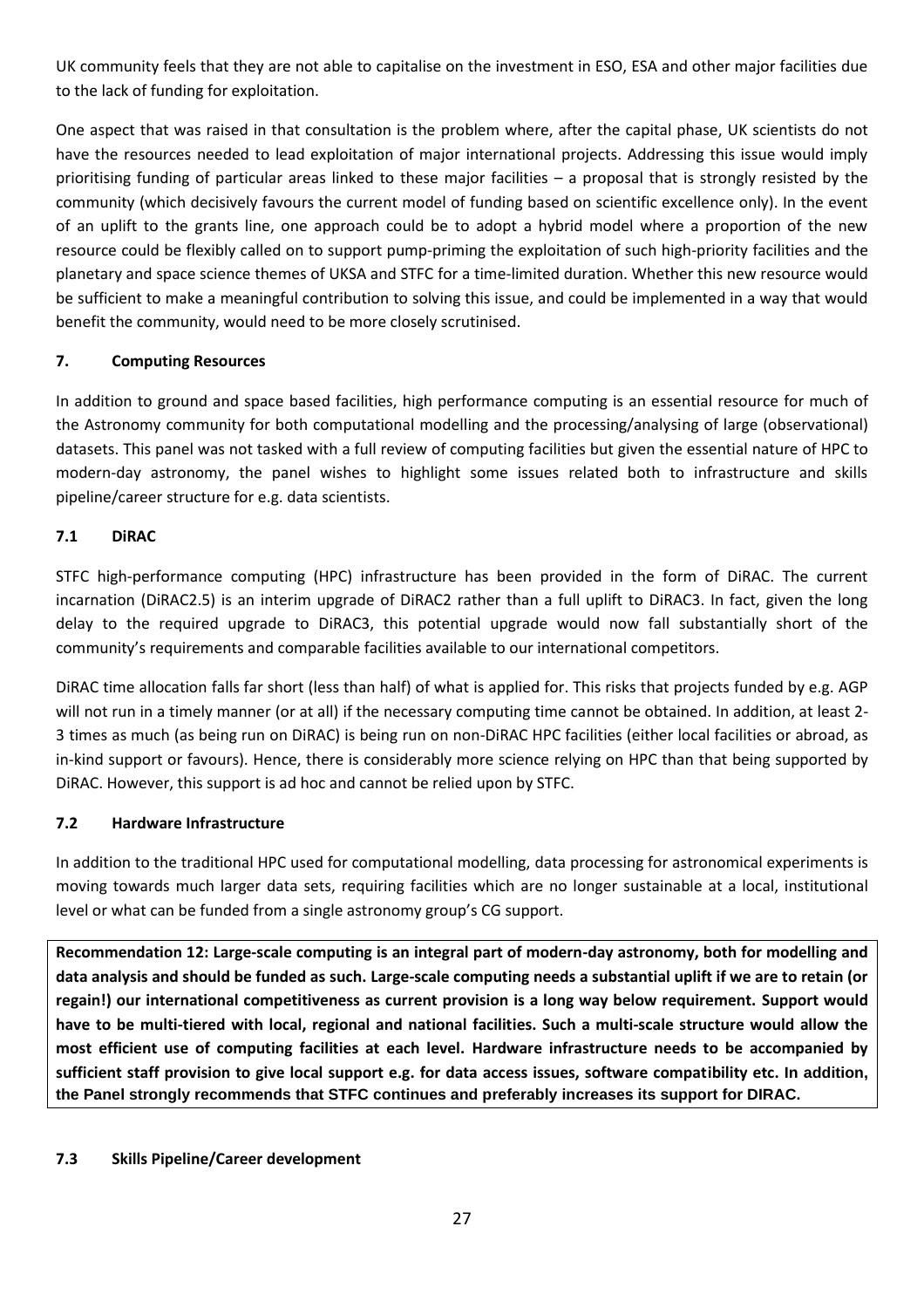UK community feels that they are not able to capitalise on the investment in ESO, ESA and other major facilities due to the lack of funding for exploitation.

One aspect that was raised in that consultation is the problem where, after the capital phase, UK scientists do not have the resources needed to lead exploitation of major international projects. Addressing this issue would imply prioritising funding of particular areas linked to these major facilities – a proposal that is strongly resisted by the community (which decisively favours the current model of funding based on scientific excellence only). In the event of an uplift to the grants line, one approach could be to adopt a hybrid model where a proportion of the new resource could be flexibly called on to support pump-priming the exploitation of such high-priority facilities and the planetary and space science themes of UKSA and STFC for a time-limited duration. Whether this new resource would be sufficient to make a meaningful contribution to solving this issue, and could be implemented in a way that would benefit the community, would need to be more closely scrutinised.

## 7. Computing Resources

In addition to ground and space based facilities, high performance computing is an essential resource for much of the Astronomy community for both computational modelling and the processing/analysing of large (observational) datasets. This panel was not tasked with a full review of computing facilities but given the essential nature of HPC to modern-day astronomy, the panel wishes to highlight some issues related both to infrastructure and skills pipeline/career structure for e.g. data scientists.

### 7.1 DiRAC

STFC high-performance computing (HPC) infrastructure has been provided in the form of DiRAC. The current incarnation (DiRAC2.5) is an interim upgrade of DiRAC2 rather than a full uplift to DiRAC3. In fact, given the long delay to the required upgrade to DiRAC3, this potential upgrade would now fall substantially short of the community's requirements and comparable facilities available to our international competitors.

DiRAC time allocation falls far short (less than half) of what is applied for. This risks that projects funded by e.g. AGP will not run in a timely manner (or at all) if the necessary computing time cannot be obtained. In addition, at least 2-3 times as much (as being run on DiRAC) is being run on non-DiRAC HPC facilities (either local facilities or abroad, as in-kind support or favours). Hence, there is considerably more science relying on HPC than that being supported by DiRAC. However, this support is ad hoc and cannot be relied upon by STFC.

### 7.2 Hardware Infrastructure

In addition to the traditional HPC used for computational modelling, data processing for astronomical experiments is moving towards much larger data sets, requiring facilities which are no longer sustainable at a local, institutional level or what can be funded from a single astronomy group's CG support.

**Recommendation 12: Large-scale computing is an integral part of modern-day astronomy, both for modelling and data analysis and should be funded as such. Large-scale computing needs a substantial uplift if we are to retain (or regain!) our international competitiveness as current provision is a long way below requirement. Support would have to be multi-tiered with local, regional and national facilities. Such a multi-scale structure would allow the most efficient use of computing facilities at each level. Hardware infrastructure needs to be accompanied by sufficient staff provision to give local support e.g. for data access issues, software compatibility etc. In addition, the Panel strongly recommends that STFC continues and preferably increases its support for DIRAC.**

### 7.3 Skills Pipeline/Career development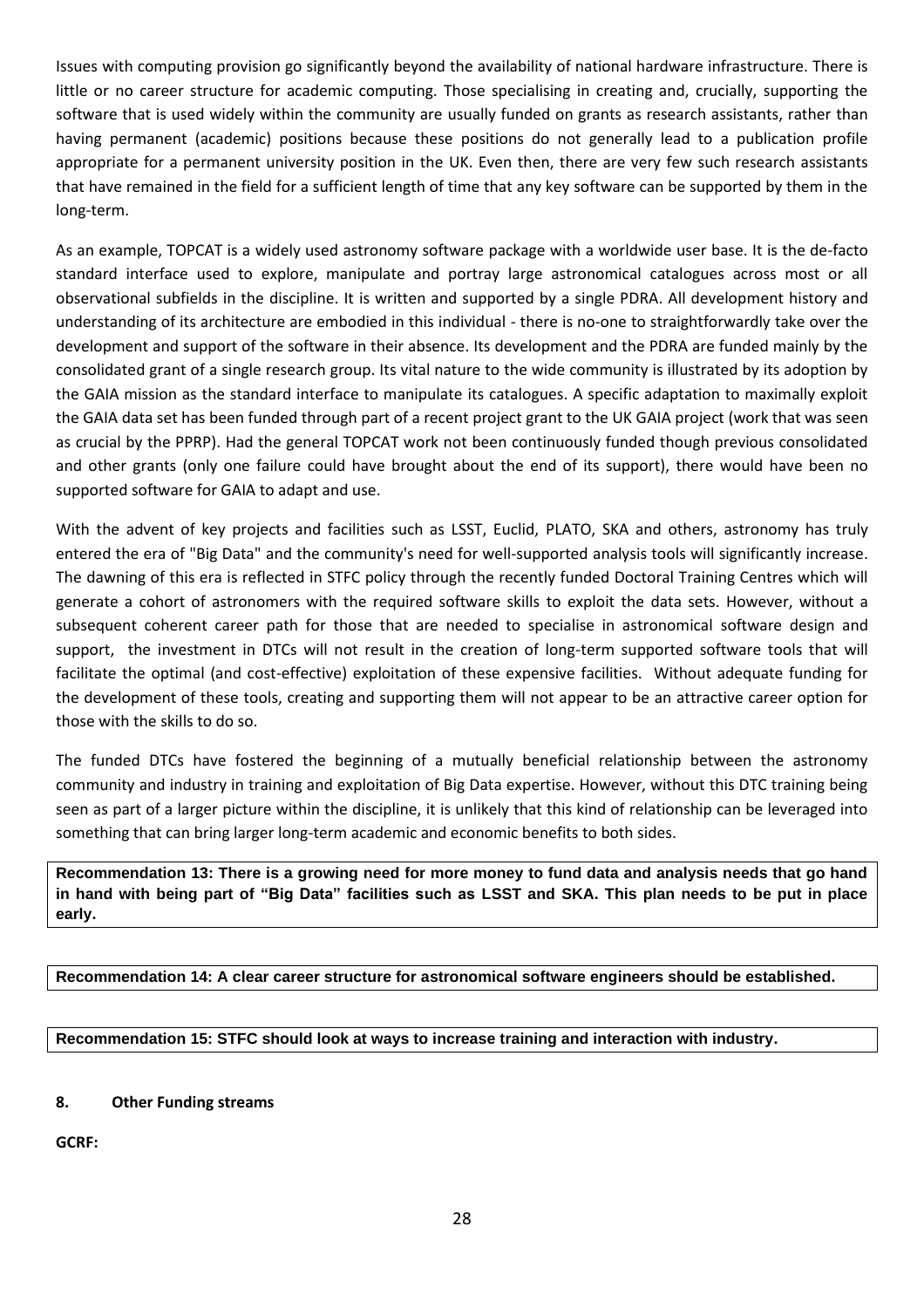Issues with computing provision go significantly beyond the availability of national hardware infrastructure. There is little or no career structure for academic computing. Those specialising in creating and, crucially, supporting the software that is used widely within the community are usually funded on grants as research assistants, rather than having permanent (academic) positions because these positions do not generally lead to a publication profile appropriate for a permanent university position in the UK. Even then, there are very few such research assistants that have remained in the field for a sufficient length of time that any key software can be supported by them in the long-term.

As an example, TOPCAT is a widely used astronomy software package with a worldwide user base. It is the de-facto standard interface used to explore, manipulate and portray large astronomical catalogues across most or all observational subfields in the discipline. It is written and supported by a single PDRA. All development history and understanding of its architecture are embodied in this individual - there is no-one to straightforwardly take over the development and support of the software in their absence. Its development and the PDRA are funded mainly by the consolidated grant of a single research group. Its vital nature to the wide community is illustrated by its adoption by the GAIA mission as the standard interface to manipulate its catalogues. A specific adaptation to maximally exploit the GAIA data set has been funded through part of a recent project grant to the UK GAIA project (work that was seen as crucial by the PPRP). Had the general TOPCAT work not been continuously funded though previous consolidated and other grants (only one failure could have brought about the end of its support), there would have been no supported software for GAIA to adapt and use.

With the advent of key projects and facilities such as LSST, Euclid, PLATO, SKA and others, astronomy has truly entered the era of "Big Data" and the community's need for well-supported analysis tools will significantly increase. The dawning of this era is reflected in STFC policy through the recently funded Doctoral Training Centres which will generate a cohort of astronomers with the required software skills to exploit the data sets. However, without a subsequent coherent career path for those that are needed to specialise in astronomical software design and support, the investment in DTCs will not result in the creation of long-term supported software tools that will facilitate the optimal (and cost-effective) exploitation of these expensive facilities. Without adequate funding for the development of these tools, creating and supporting them will not appear to be an attractive career option for those with the skills to do so.

The funded DTCs have fostered the beginning of a mutually beneficial relationship between the astronomy community and industry in training and exploitation of Big Data expertise. However, without this DTC training being seen as part of a larger picture within the discipline, it is unlikely that this kind of relationship can be leveraged into something that can bring larger long-term academic and economic benefits to both sides.

**Recommendation 13: There is a growing need for more money to fund data and analysis needs that go hand in hand with being part of "Big Data" facilities such as LSST and SKA. This plan needs to be put in place early.**

**Recommendation 14: A clear career structure for astronomical software engineers should be established.**

**Recommendation 15: STFC should look at ways to increase training and interaction with industry.**

## 8. Other Funding streams

**GCRF:**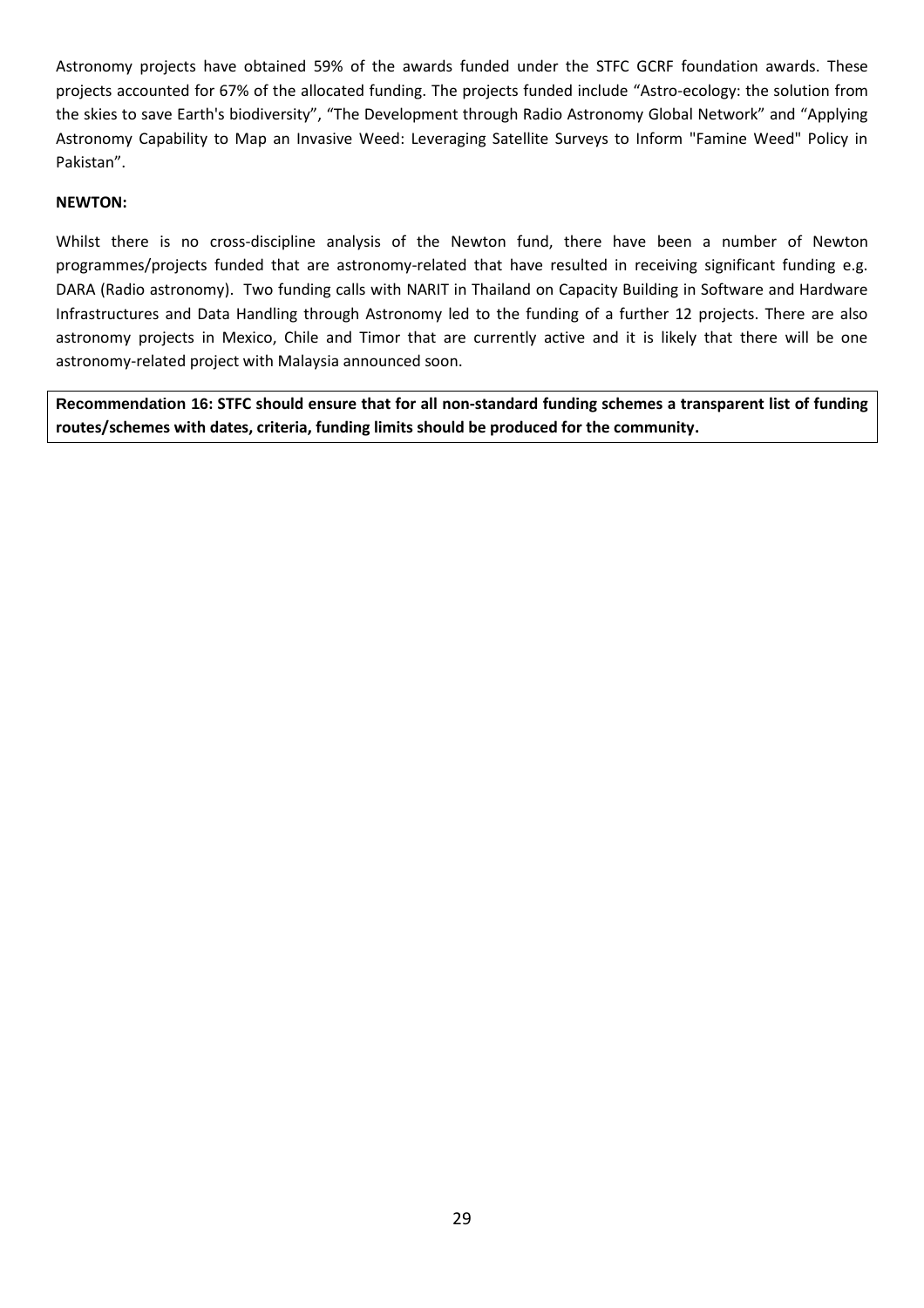Astronomy projects have obtained 59% of the awards funded under the STFC GCRF foundation awards. These projects accounted for 67% of the allocated funding. The projects funded include "Astro-ecology: the solution from the skies to save Earth's biodiversity", "The Development through Radio Astronomy Global Network" and "Applying Astronomy Capability to Map an Invasive Weed: Leveraging Satellite Surveys to Inform "Famine Weed" Policy in Pakistan".

**NEWTON:**

Whilst there is no cross-discipline analysis of the Newton fund, there have been a number of Newton programmes/projects funded that are astronomy-related that have resulted in receiving significant funding e.g. DARA (Radio astronomy). Two funding calls with NARIT in Thailand on Capacity Building in Software and Hardware Infrastructures and Data Handling through Astronomy led to the funding of a further 12 projects. There are also astronomy projects in Mexico, Chile and Timor that are currently active and it is likely that there will be one astronomy-related project with Malaysia announced soon.

**Recommendation 16: STFC should ensure that for all non-standard funding schemes a transparent list of funding routes/schemes with dates, criteria, funding limits should be produced for the community.**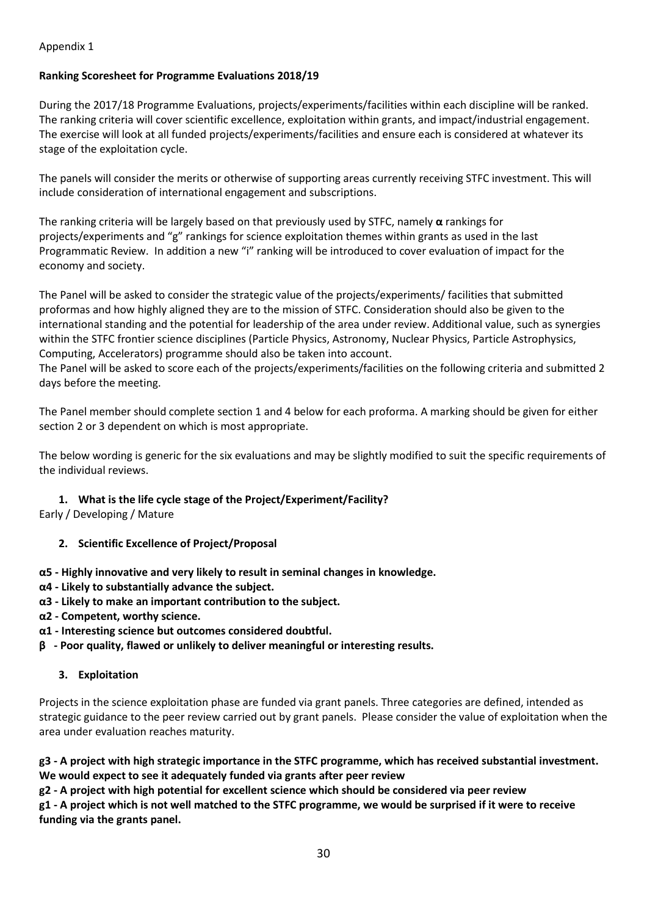Appendix 1

**Ranking Scoresheet for Programme Evaluations 2018/19**

During the 2017/18 Programme Evaluations, projects/experiments/facilities within each discipline will be ranked. The ranking criteria will cover scientific excellence, exploitation within grants, and impact/industrial engagement. The exercise will look at all funded projects/experiments/facilities and ensure each is considered at whatever its stage of the exploitation cycle.

The panels will consider the merits or otherwise of supporting areas currently receiving STFC investment. This will include consideration of international engagement and subscriptions.

The ranking criteria will be largely based on that previously used by STFC, namely **α** rankings for projects/experiments and "g" rankings for science exploitation themes within grants as used in the last Programmatic Review. In addition a new "i" ranking will be introduced to cover evaluation of impact for the economy and society.

The Panel will be asked to consider the strategic value of the projects/experiments/ facilities that submitted proformas and how highly aligned they are to the mission of STFC. Consideration should also be given to the international standing and the potential for leadership of the area under review. Additional value, such as synergies within the STFC frontier science disciplines (Particle Physics, Astronomy, Nuclear Physics, Particle Astrophysics, Computing, Accelerators) programme should also be taken into account.
The Panel will be asked to score each of the projects/experiments/facilities on the following criteria and submitted 2 days before the meeting.

The Panel member should complete section 1 and 4 below for each proforma. A marking should be given for either section 2 or 3 dependent on which is most appropriate.

The below wording is generic for the six evaluations and may be slightly modified to suit the specific requirements of the individual reviews.

1. **What is the life cycle stage of the Project/Experiment/Facility?**

Early / Developing / Mature

2. **Scientific Excellence of Project/Proposal**

**α5 - Highly innovative and very likely to result in seminal changes in knowledge.**
**α4 - Likely to substantially advance the subject.**
**α3 - Likely to make an important contribution to the subject.**
**α2 - Competent, worthy science.**
**α1 - Interesting science but outcomes considered doubtful.**
**β - Poor quality, flawed or unlikely to deliver meaningful or interesting results.**

3. **Exploitation**

Projects in the science exploitation phase are funded via grant panels. Three categories are defined, intended as strategic guidance to the peer review carried out by grant panels. Please consider the value of exploitation when the area under evaluation reaches maturity.

**g3 - A project with high strategic importance in the STFC programme, which has received substantial investment. We would expect to see it adequately funded via grants after peer review**
**g2 - A project with high potential for excellent science which should be considered via peer review**
**g1 - A project which is not well matched to the STFC programme, we would be surprised if it were to receive funding via the grants panel.**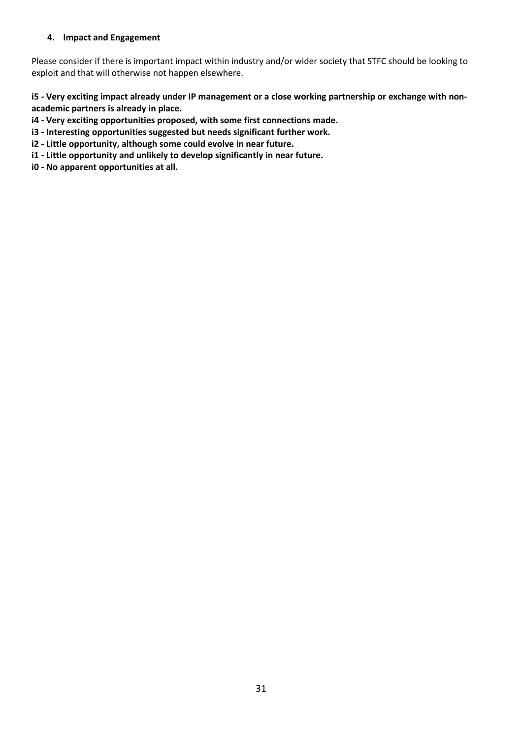## 4. Impact and Engagement

Please consider if there is important impact within industry and/or wider society that STFC should be looking to exploit and that will otherwise not happen elsewhere.

**i5 - Very exciting impact already under IP management or a close working partnership or exchange with non-academic partners is already in place.**
**i4 - Very exciting opportunities proposed, with some first connections made.**
**i3 - Interesting opportunities suggested but needs significant further work.**
**i2 - Little opportunity, although some could evolve in near future.**
**i1 - Little opportunity and unlikely to develop significantly in near future.**
**i0 - No apparent opportunities at all.**